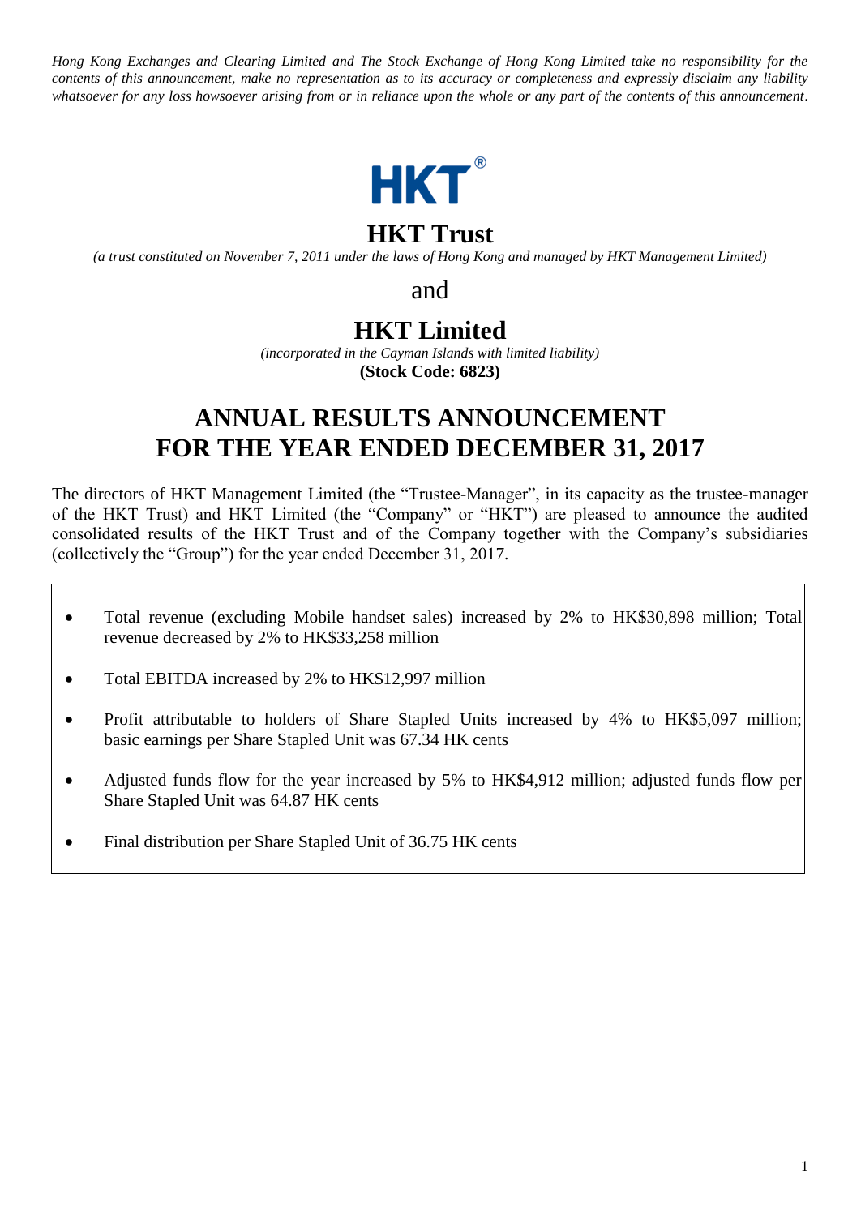*Hong Kong Exchanges and Clearing Limited and The Stock Exchange of Hong Kong Limited take no responsibility for the contents of this announcement, make no representation as to its accuracy or completeness and expressly disclaim any liability whatsoever for any loss howsoever arising from or in reliance upon the whole or any part of the contents of this announcement.*

HKT®

# HKT Trust

*(a trust constituted on November 7, 2011 under the laws of Hong Kong and managed by HKT Management Limited)*

and

# HKT Limited

*(incorporated in the Cayman Islands with limited liability)*

**(Stock Code: 6823)**

# ANNUAL RESULTS ANNOUNCEMENT FOR THE YEAR ENDED DECEMBER 31, 2017

The directors of HKT Management Limited (the "Trustee-Manager", in its capacity as the trustee-manager of the HKT Trust) and HKT Limited (the "Company" or "HKT") are pleased to announce the audited consolidated results of the HKT Trust and of the Company together with the Company's subsidiaries (collectively the "Group") for the year ended December 31, 2017.

- Total revenue (excluding Mobile handset sales) increased by 2% to HK$30,898 million; Total revenue decreased by 2% to HK$33,258 million
- Total EBITDA increased by 2% to HK$12,997 million
- Profit attributable to holders of Share Stapled Units increased by 4% to HK$5,097 million; basic earnings per Share Stapled Unit was 67.34 HK cents
- Adjusted funds flow for the year increased by 5% to HK$4,912 million; adjusted funds flow per Share Stapled Unit was 64.87 HK cents
- Final distribution per Share Stapled Unit of 36.75 HK cents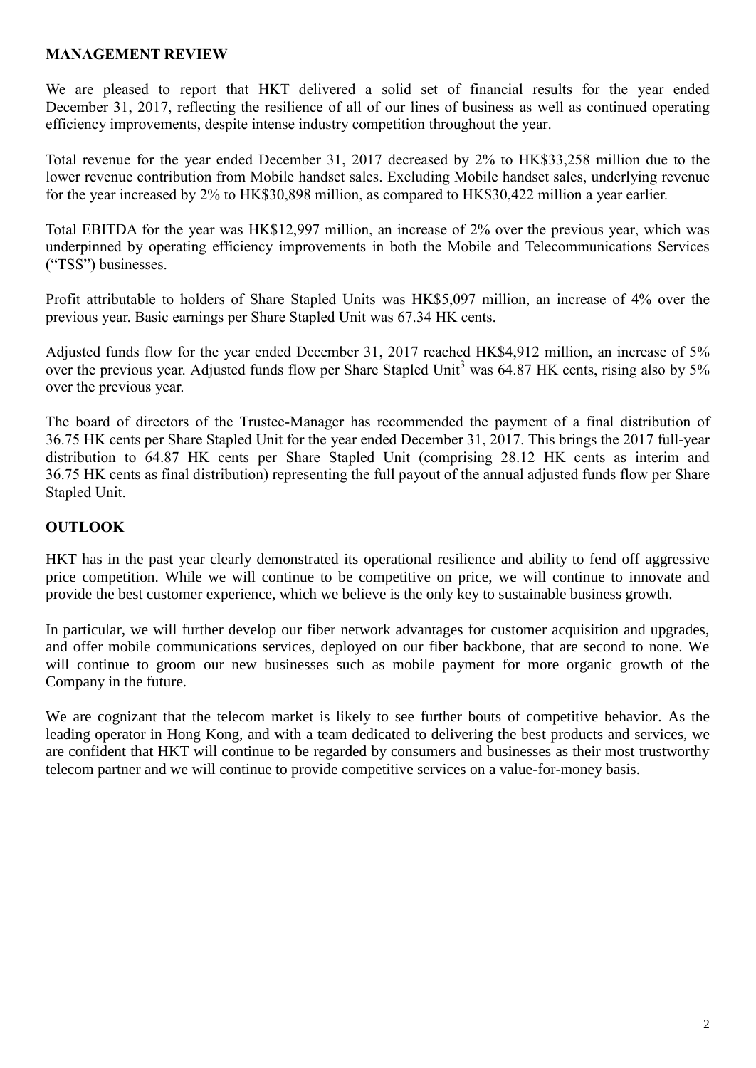## MANAGEMENT REVIEW

We are pleased to report that HKT delivered a solid set of financial results for the year ended December 31, 2017, reflecting the resilience of all of our lines of business as well as continued operating efficiency improvements, despite intense industry competition throughout the year.

Total revenue for the year ended December 31, 2017 decreased by 2% to HK$33,258 million due to the lower revenue contribution from Mobile handset sales. Excluding Mobile handset sales, underlying revenue for the year increased by 2% to HK$30,898 million, as compared to HK$30,422 million a year earlier.

Total EBITDA for the year was HK$12,997 million, an increase of 2% over the previous year, which was underpinned by operating efficiency improvements in both the Mobile and Telecommunications Services ("TSS") businesses.

Profit attributable to holders of Share Stapled Units was HK$5,097 million, an increase of 4% over the previous year. Basic earnings per Share Stapled Unit was 67.34 HK cents.

Adjusted funds flow for the year ended December 31, 2017 reached HK$4,912 million, an increase of 5% over the previous year. Adjusted funds flow per Share Stapled Unit[3] was 64.87 HK cents, rising also by 5% over the previous year.

The board of directors of the Trustee-Manager has recommended the payment of a final distribution of 36.75 HK cents per Share Stapled Unit for the year ended December 31, 2017. This brings the 2017 full-year distribution to 64.87 HK cents per Share Stapled Unit (comprising 28.12 HK cents as interim and 36.75 HK cents as final distribution) representing the full payout of the annual adjusted funds flow per Share Stapled Unit.

## OUTLOOK

HKT has in the past year clearly demonstrated its operational resilience and ability to fend off aggressive price competition. While we will continue to be competitive on price, we will continue to innovate and provide the best customer experience, which we believe is the only key to sustainable business growth.

In particular, we will further develop our fiber network advantages for customer acquisition and upgrades, and offer mobile communications services, deployed on our fiber backbone, that are second to none. We will continue to groom our new businesses such as mobile payment for more organic growth of the Company in the future.

We are cognizant that the telecom market is likely to see further bouts of competitive behavior. As the leading operator in Hong Kong, and with a team dedicated to delivering the best products and services, we are confident that HKT will continue to be regarded by consumers and businesses as their most trustworthy telecom partner and we will continue to provide competitive services on a value-for-money basis.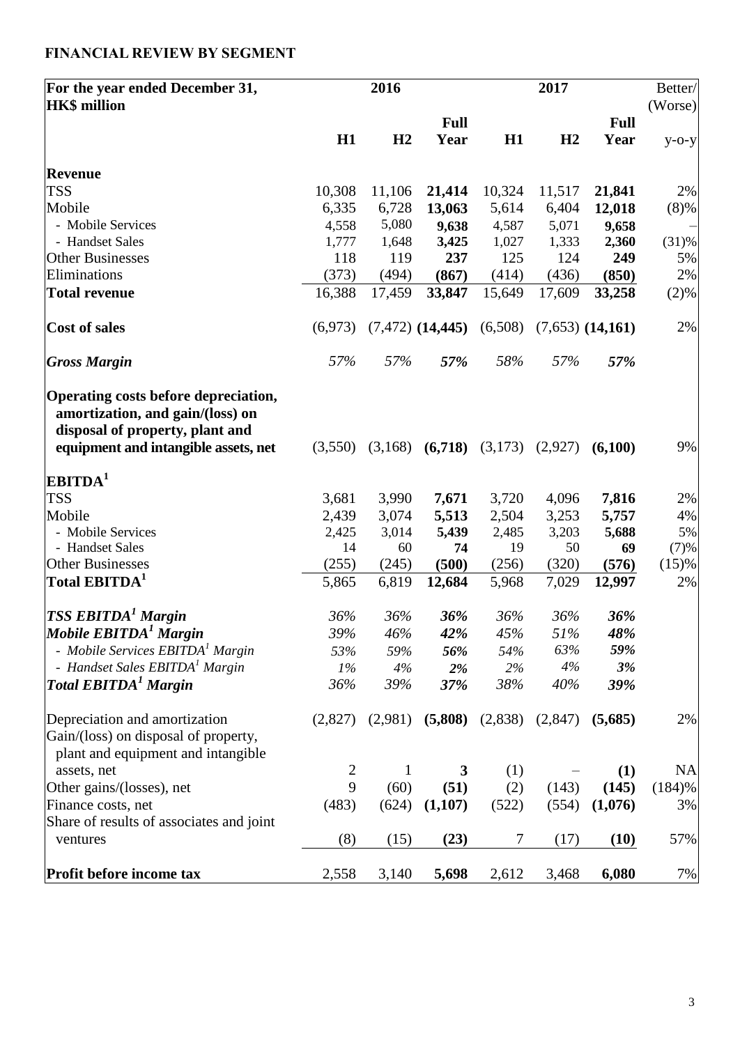## FINANCIAL REVIEW BY SEGMENT

| For the year ended December 31, HK$ million | 2016 | | | 2017 | | | Better/ (Worse) |
|---|---|---|---|---|---|---|---|
| | H1 | H2 | Full Year | H1 | H2 | Full Year | y-o-y |
| **Revenue** | | | | | | | |
| TSS | 10,308 | 11,106 | **21,414** | 10,324 | 11,517 | **21,841** | 2% |
| Mobile | 6,335 | 6,728 | **13,063** | 5,614 | 6,404 | **12,018** | (8)% |
| - Mobile Services | 4,558 | 5,080 | **9,638** | 4,587 | 5,071 | **9,658** | – |
| - Handset Sales | 1,777 | 1,648 | **3,425** | 1,027 | 1,333 | **2,360** | (31)% |
| Other Businesses | 118 | 119 | **237** | 125 | 124 | **249** | 5% |
| Eliminations | (373) | (494) | **(867)** | (414) | (436) | **(850)** | 2% |
| **Total revenue** | 16,388 | 17,459 | **33,847** | 15,649 | 17,609 | **33,258** | (2)% |
| **Cost of sales** | (6,973) | (7,472) | **(14,445)** | (6,508) | (7,653) | **(14,161)** | 2% |
| ***Gross Margin*** | *57%* | *57%* | ***57%*** | *58%* | *57%* | ***57%*** | |
| **Operating costs before depreciation, amortization, and gain/(loss) on disposal of property, plant and equipment and intangible assets, net** | (3,550) | (3,168) | **(6,718)** | (3,173) | (2,927) | **(6,100)** | 9% |
| **EBITDA[1]** | | | | | | | |
| TSS | 3,681 | 3,990 | **7,671** | 3,720 | 4,096 | **7,816** | 2% |
| Mobile | 2,439 | 3,074 | **5,513** | 2,504 | 3,253 | **5,757** | 4% |
| - Mobile Services | 2,425 | 3,014 | **5,439** | 2,485 | 3,203 | **5,688** | 5% |
| - Handset Sales | 14 | 60 | **74** | 19 | 50 | **69** | (7)% |
| Other Businesses | (255) | (245) | **(500)** | (256) | (320) | **(576)** | (15)% |
| **Total EBITDA[1]** | 5,865 | 6,819 | **12,684** | 5,968 | 7,029 | **12,997** | 2% |
| ***TSS EBITDA[1] Margin*** | *36%* | *36%* | ***36%*** | *36%* | *36%* | ***36%*** | |
| ***Mobile EBITDA[1] Margin*** | *39%* | *46%* | ***42%*** | *45%* | *51%* | ***48%*** | |
| *- Mobile Services EBITDA[1] Margin* | *53%* | *59%* | ***56%*** | *54%* | *63%* | ***59%*** | |
| *- Handset Sales EBITDA[1] Margin* | *1%* | *4%* | ***2%*** | *2%* | *4%* | ***3%*** | |
| ***Total EBITDA[1] Margin*** | *36%* | *39%* | ***37%*** | *38%* | *40%* | ***39%*** | |
| Depreciation and amortization | (2,827) | (2,981) | **(5,808)** | (2,838) | (2,847) | **(5,685)** | 2% |
| Gain/(loss) on disposal of property, plant and equipment and intangible assets, net | 2 | 1 | **3** | (1) | – | **(1)** | NA |
| Other gains/(losses), net | 9 | (60) | **(51)** | (2) | (143) | **(145)** | (184)% |
| Finance costs, net | (483) | (624) | **(1,107)** | (522) | (554) | **(1,076)** | 3% |
| Share of results of associates and joint ventures | (8) | (15) | **(23)** | 7 | (17) | **(10)** | 57% |
| **Profit before income tax** | 2,558 | 3,140 | **5,698** | 2,612 | 3,468 | **6,080** | 7% |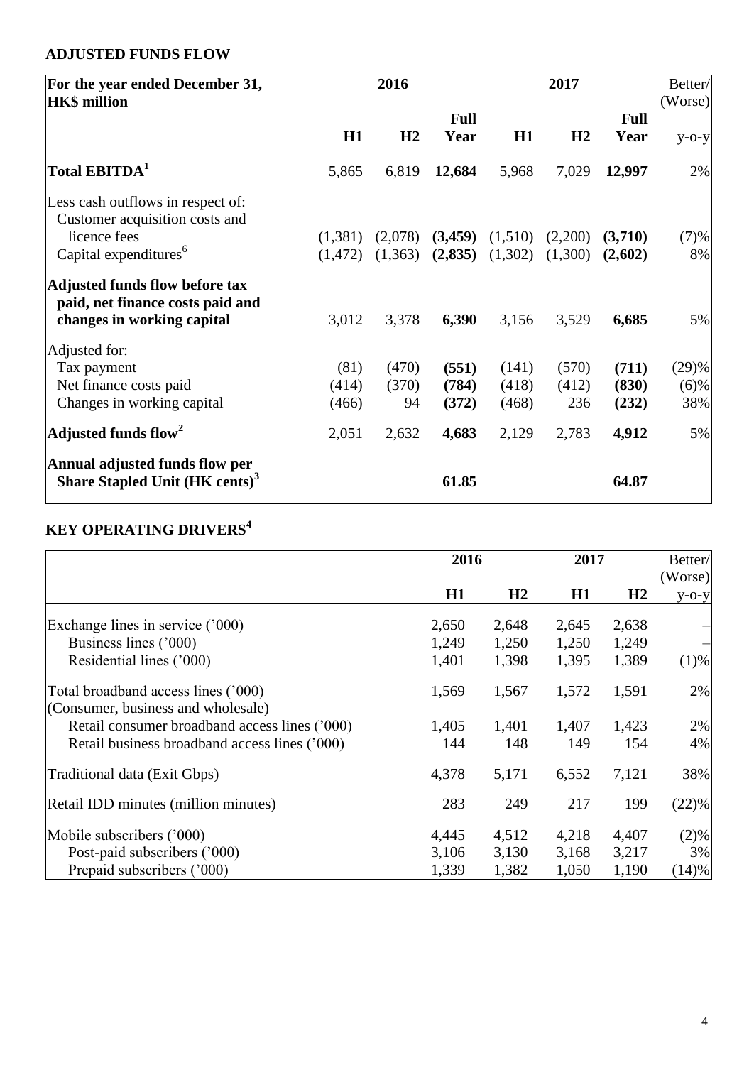## ADJUSTED FUNDS FLOW

| For the year ended December 31, HK$ million | 2016 H1 | 2016 H2 | 2016 Full Year | 2017 H1 | 2017 H2 | 2017 Full Year | Better/ (Worse) y-o-y |
|---|---|---|---|---|---|---|---|
| **Total EBITDA**[1] | 5,865 | 6,819 | **12,684** | 5,968 | 7,029 | **12,997** | 2% |
| Less cash outflows in respect of: | | | | | | | |
| Customer acquisition costs and licence fees | (1,381) | (2,078) | **(3,459)** | (1,510) | (2,200) | **(3,710)** | (7)% |
| Capital expenditures[6] | (1,472) | (1,363) | **(2,835)** | (1,302) | (1,300) | **(2,602)** | 8% |
| **Adjusted funds flow before tax paid, net finance costs paid and changes in working capital** | 3,012 | 3,378 | **6,390** | 3,156 | 3,529 | **6,685** | 5% |
| Adjusted for: | | | | | | | |
| Tax payment | (81) | (470) | **(551)** | (141) | (570) | **(711)** | (29)% |
| Net finance costs paid | (414) | (370) | **(784)** | (418) | (412) | **(830)** | (6)% |
| Changes in working capital | (466) | 94 | **(372)** | (468) | 236 | **(232)** | 38% |
| **Adjusted funds flow**[2] | 2,051 | 2,632 | **4,683** | 2,129 | 2,783 | **4,912** | 5% |
| **Annual adjusted funds flow per Share Stapled Unit (HK cents)**[3] | | | **61.85** | | | **64.87** | |

## KEY OPERATING DRIVERS[4]

| | 2016 H1 | 2016 H2 | 2017 H1 | 2017 H2 | Better/ (Worse) y-o-y |
|---|---|---|---|---|---|
| Exchange lines in service ('000) | 2,650 | 2,648 | 2,645 | 2,638 | – |
| Business lines ('000) | 1,249 | 1,250 | 1,250 | 1,249 | – |
| Residential lines ('000) | 1,401 | 1,398 | 1,395 | 1,389 | (1)% |
| Total broadband access lines ('000) (Consumer, business and wholesale) | 1,569 | 1,567 | 1,572 | 1,591 | 2% |
| Retail consumer broadband access lines ('000) | 1,405 | 1,401 | 1,407 | 1,423 | 2% |
| Retail business broadband access lines ('000) | 144 | 148 | 149 | 154 | 4% |
| Traditional data (Exit Gbps) | 4,378 | 5,171 | 6,552 | 7,121 | 38% |
| Retail IDD minutes (million minutes) | 283 | 249 | 217 | 199 | (22)% |
| Mobile subscribers ('000) | 4,445 | 4,512 | 4,218 | 4,407 | (2)% |
| Post-paid subscribers ('000) | 3,106 | 3,130 | 3,168 | 3,217 | 3% |
| Prepaid subscribers ('000) | 1,339 | 1,382 | 1,050 | 1,190 | (14)% |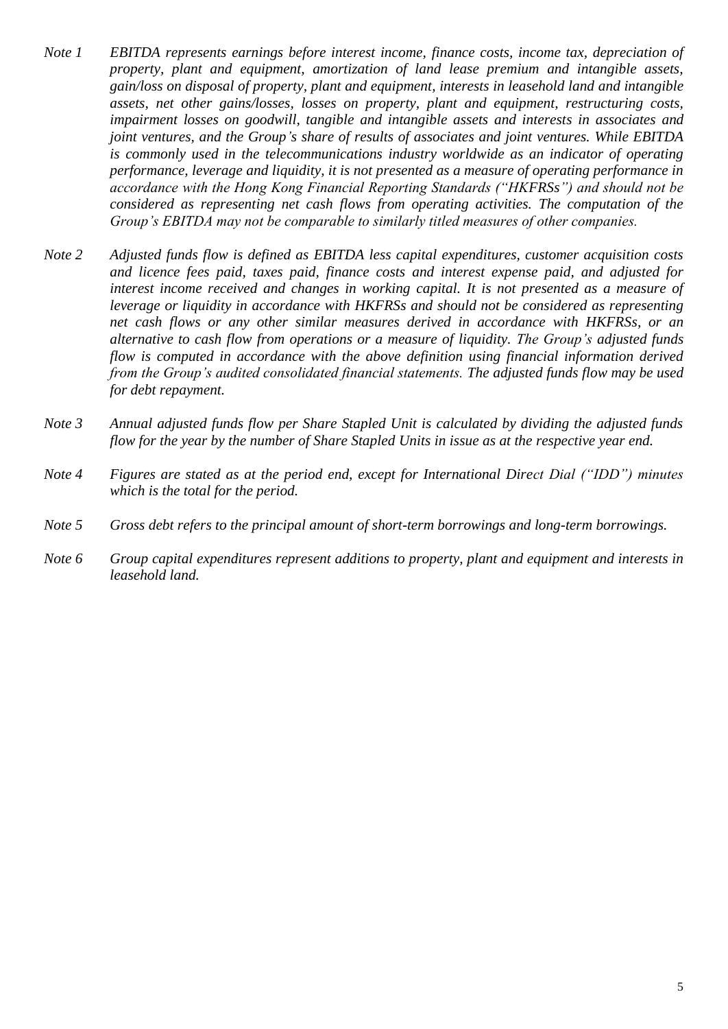*Note 1* *EBITDA represents earnings before interest income, finance costs, income tax, depreciation of property, plant and equipment, amortization of land lease premium and intangible assets, gain/loss on disposal of property, plant and equipment, interests in leasehold land and intangible assets, net other gains/losses, losses on property, plant and equipment, restructuring costs, impairment losses on goodwill, tangible and intangible assets and interests in associates and joint ventures, and the Group's share of results of associates and joint ventures. While EBITDA is commonly used in the telecommunications industry worldwide as an indicator of operating performance, leverage and liquidity, it is not presented as a measure of operating performance in accordance with the Hong Kong Financial Reporting Standards ("HKFRSs") and should not be considered as representing net cash flows from operating activities. The computation of the Group's EBITDA may not be comparable to similarly titled measures of other companies.*

*Note 2* *Adjusted funds flow is defined as EBITDA less capital expenditures, customer acquisition costs and licence fees paid, taxes paid, finance costs and interest expense paid, and adjusted for interest income received and changes in working capital. It is not presented as a measure of leverage or liquidity in accordance with HKFRSs and should not be considered as representing net cash flows or any other similar measures derived in accordance with HKFRSs, or an alternative to cash flow from operations or a measure of liquidity. The Group's adjusted funds flow is computed in accordance with the above definition using financial information derived from the Group's audited consolidated financial statements. The adjusted funds flow may be used for debt repayment.*

*Note 3* *Annual adjusted funds flow per Share Stapled Unit is calculated by dividing the adjusted funds flow for the year by the number of Share Stapled Units in issue as at the respective year end.*

*Note 4* *Figures are stated as at the period end, except for International Direct Dial ("IDD") minutes which is the total for the period.*

*Note 5* *Gross debt refers to the principal amount of short-term borrowings and long-term borrowings.*

*Note 6* *Group capital expenditures represent additions to property, plant and equipment and interests in leasehold land.*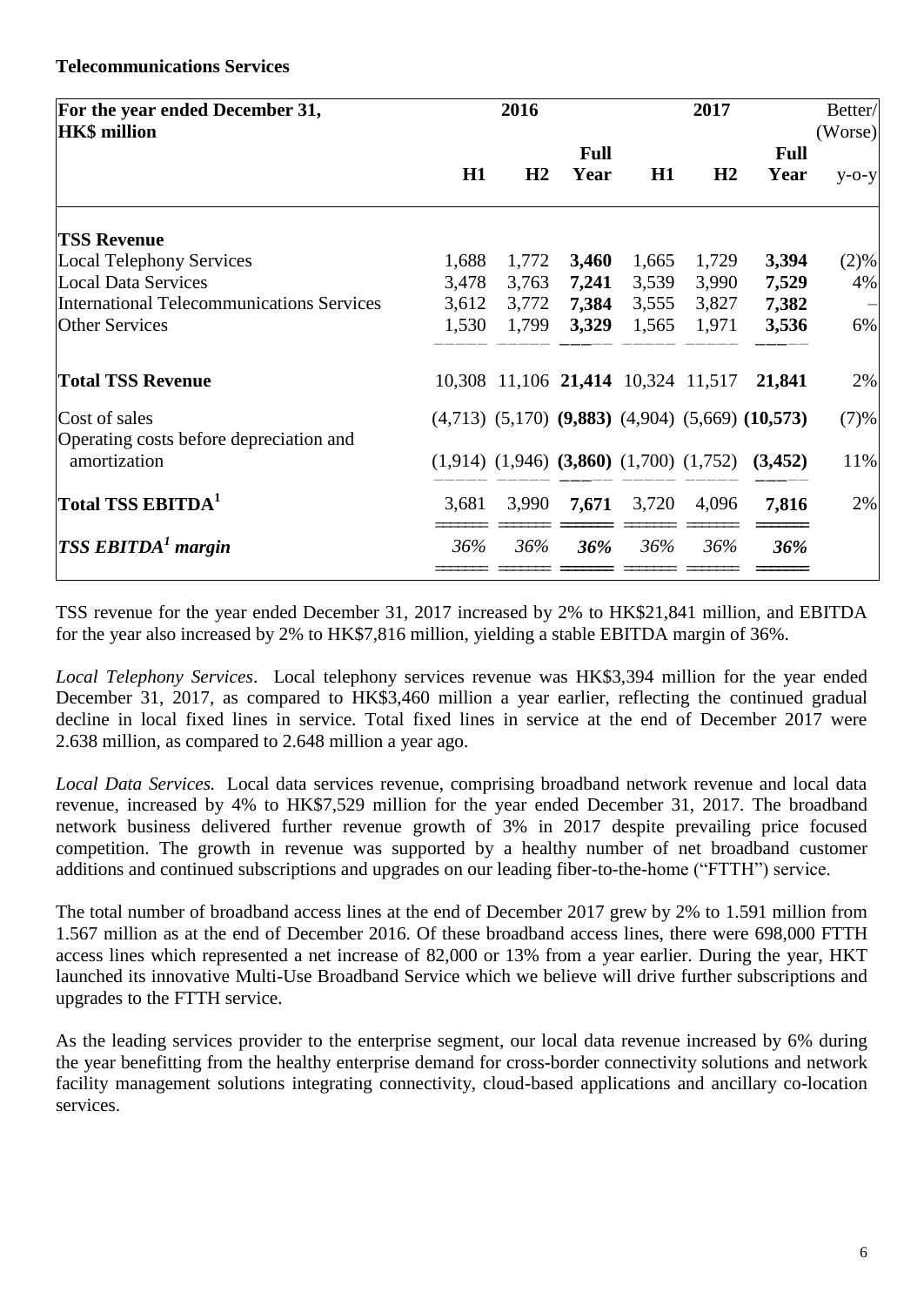**Telecommunications Services**

| For the year ended December 31, HK$ million | 2016 | | | 2017 | | | Better/ (Worse) |
|---|---|---|---|---|---|---|---|
| | H1 | H2 | Full Year | H1 | H2 | Full Year | y-o-y |
| **TSS Revenue** | | | | | | | |
| Local Telephony Services | 1,688 | 1,772 | **3,460** | 1,665 | 1,729 | **3,394** | (2)% |
| Local Data Services | 3,478 | 3,763 | **7,241** | 3,539 | 3,990 | **7,529** | 4% |
| International Telecommunications Services | 3,612 | 3,772 | **7,384** | 3,555 | 3,827 | **7,382** | – |
| Other Services | 1,530 | 1,799 | **3,329** | 1,565 | 1,971 | **3,536** | 6% |
| **Total TSS Revenue** | 10,308 | 11,106 | **21,414** | 10,324 | 11,517 | **21,841** | 2% |
| Cost of sales | (4,713) | (5,170) | **(9,883)** | (4,904) | (5,669) | **(10,573)** | (7)% |
| Operating costs before depreciation and amortization | (1,914) | (1,946) | **(3,860)** | (1,700) | (1,752) | **(3,452)** | 11% |
| **Total TSS EBITDA[1]** | 3,681 | 3,990 | **7,671** | 3,720 | 4,096 | **7,816** | 2% |
| ***TSS EBITDA[1] margin*** | *36%* | *36%* | ***36%*** | *36%* | *36%* | ***36%*** | |

TSS revenue for the year ended December 31, 2017 increased by 2% to HK$21,841 million, and EBITDA for the year also increased by 2% to HK$7,816 million, yielding a stable EBITDA margin of 36%.

*Local Telephony Services*. Local telephony services revenue was HK$3,394 million for the year ended December 31, 2017, as compared to HK$3,460 million a year earlier, reflecting the continued gradual decline in local fixed lines in service. Total fixed lines in service at the end of December 2017 were 2.638 million, as compared to 2.648 million a year ago.

*Local Data Services.* Local data services revenue, comprising broadband network revenue and local data revenue, increased by 4% to HK$7,529 million for the year ended December 31, 2017. The broadband network business delivered further revenue growth of 3% in 2017 despite prevailing price focused competition. The growth in revenue was supported by a healthy number of net broadband customer additions and continued subscriptions and upgrades on our leading fiber-to-the-home ("FTTH") service.

The total number of broadband access lines at the end of December 2017 grew by 2% to 1.591 million from 1.567 million as at the end of December 2016. Of these broadband access lines, there were 698,000 FTTH access lines which represented a net increase of 82,000 or 13% from a year earlier. During the year, HKT launched its innovative Multi-Use Broadband Service which we believe will drive further subscriptions and upgrades to the FTTH service.

As the leading services provider to the enterprise segment, our local data revenue increased by 6% during the year benefitting from the healthy enterprise demand for cross-border connectivity solutions and network facility management solutions integrating connectivity, cloud-based applications and ancillary co-location services.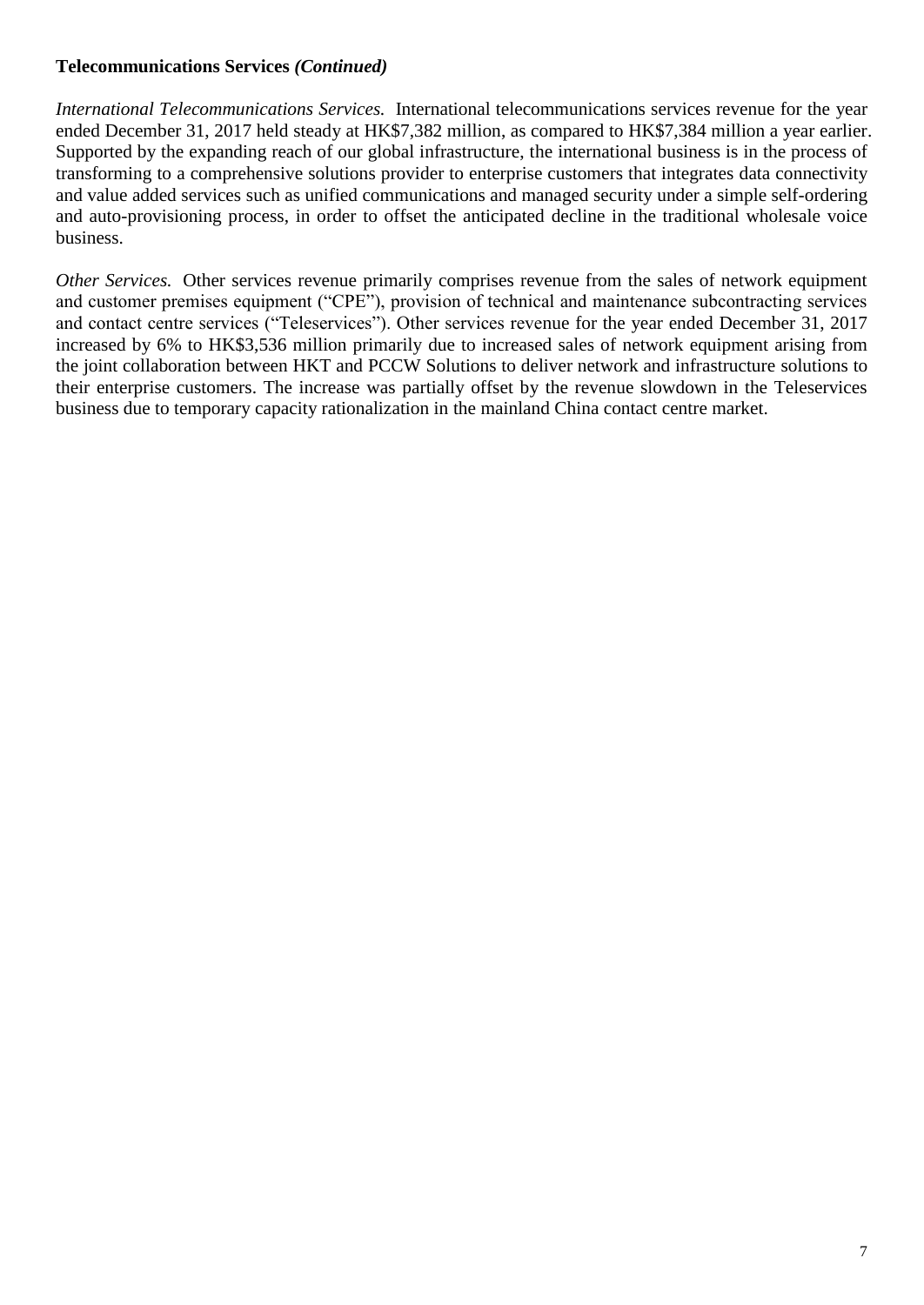**Telecommunications Services *(Continued)***

*International Telecommunications Services.* International telecommunications services revenue for the year ended December 31, 2017 held steady at HK$7,382 million, as compared to HK$7,384 million a year earlier. Supported by the expanding reach of our global infrastructure, the international business is in the process of transforming to a comprehensive solutions provider to enterprise customers that integrates data connectivity and value added services such as unified communications and managed security under a simple self-ordering and auto-provisioning process, in order to offset the anticipated decline in the traditional wholesale voice business.

*Other Services.* Other services revenue primarily comprises revenue from the sales of network equipment and customer premises equipment ("CPE"), provision of technical and maintenance subcontracting services and contact centre services ("Teleservices"). Other services revenue for the year ended December 31, 2017 increased by 6% to HK$3,536 million primarily due to increased sales of network equipment arising from the joint collaboration between HKT and PCCW Solutions to deliver network and infrastructure solutions to their enterprise customers. The increase was partially offset by the revenue slowdown in the Teleservices business due to temporary capacity rationalization in the mainland China contact centre market.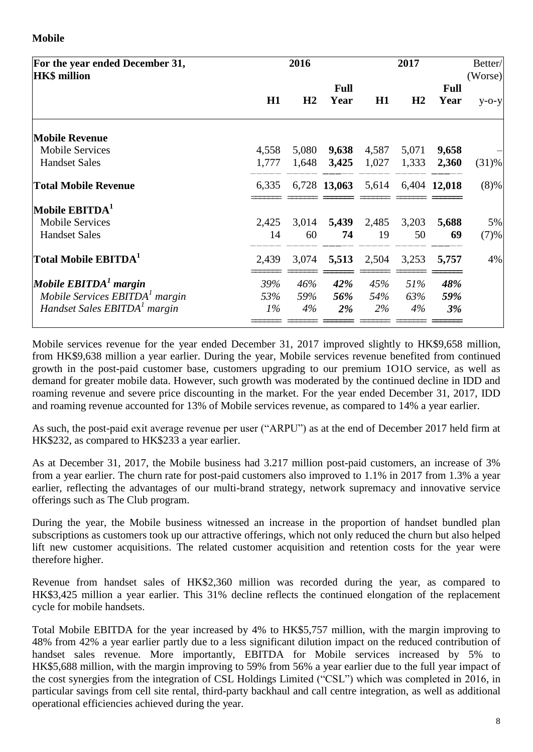**Mobile**

| For the year ended December 31, HK$ million | 2016 | | | 2017 | | | Better/ (Worse) |
|---|---|---|---|---|---|---|---|
| | H1 | H2 | Full Year | H1 | H2 | Full Year | y-o-y |
| **Mobile Revenue** | | | | | | | |
| Mobile Services | 4,558 | 5,080 | **9,638** | 4,587 | 5,071 | **9,658** | – |
| Handset Sales | 1,777 | 1,648 | **3,425** | 1,027 | 1,333 | **2,360** | (31)% |
| **Total Mobile Revenue** | 6,335 | 6,728 | **13,063** | 5,614 | 6,404 | **12,018** | (8)% |
| **Mobile EBITDA[1]** | | | | | | | |
| Mobile Services | 2,425 | 3,014 | **5,439** | 2,485 | 3,203 | **5,688** | 5% |
| Handset Sales | 14 | 60 | **74** | 19 | 50 | **69** | (7)% |
| **Total Mobile EBITDA[1]** | 2,439 | 3,074 | **5,513** | 2,504 | 3,253 | **5,757** | 4% |
| ***Mobile EBITDA[1] margin*** | *39%* | *46%* | ***42%*** | *45%* | *51%* | ***48%*** | |
| *Mobile Services EBITDA[1] margin* | *53%* | *59%* | ***56%*** | *54%* | *63%* | ***59%*** | |
| *Handset Sales EBITDA[1] margin* | *1%* | *4%* | ***2%*** | *2%* | *4%* | ***3%*** | |

Mobile services revenue for the year ended December 31, 2017 improved slightly to HK$9,658 million, from HK$9,638 million a year earlier. During the year, Mobile services revenue benefited from continued growth in the post-paid customer base, customers upgrading to our premium 1O1O service, as well as demand for greater mobile data. However, such growth was moderated by the continued decline in IDD and roaming revenue and severe price discounting in the market. For the year ended December 31, 2017, IDD and roaming revenue accounted for 13% of Mobile services revenue, as compared to 14% a year earlier.

As such, the post-paid exit average revenue per user ("ARPU") as at the end of December 2017 held firm at HK$232, as compared to HK$233 a year earlier.

As at December 31, 2017, the Mobile business had 3.217 million post-paid customers, an increase of 3% from a year earlier. The churn rate for post-paid customers also improved to 1.1% in 2017 from 1.3% a year earlier, reflecting the advantages of our multi-brand strategy, network supremacy and innovative service offerings such as The Club program.

During the year, the Mobile business witnessed an increase in the proportion of handset bundled plan subscriptions as customers took up our attractive offerings, which not only reduced the churn but also helped lift new customer acquisitions. The related customer acquisition and retention costs for the year were therefore higher.

Revenue from handset sales of HK$2,360 million was recorded during the year, as compared to HK$3,425 million a year earlier. This 31% decline reflects the continued elongation of the replacement cycle for mobile handsets.

Total Mobile EBITDA for the year increased by 4% to HK$5,757 million, with the margin improving to 48% from 42% a year earlier partly due to a less significant dilution impact on the reduced contribution of handset sales revenue. More importantly, EBITDA for Mobile services increased by 5% to HK$5,688 million, with the margin improving to 59% from 56% a year earlier due to the full year impact of the cost synergies from the integration of CSL Holdings Limited ("CSL") which was completed in 2016, in particular savings from cell site rental, third-party backhaul and call centre integration, as well as additional operational efficiencies achieved during the year.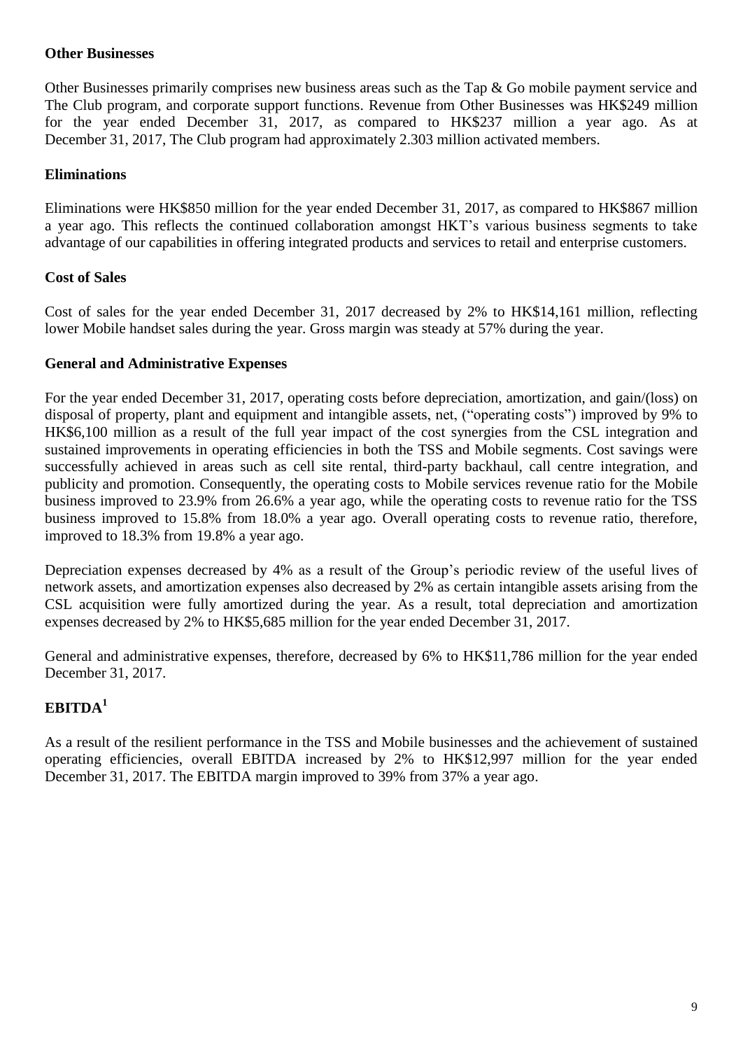**Other Businesses**

Other Businesses primarily comprises new business areas such as the Tap & Go mobile payment service and The Club program, and corporate support functions. Revenue from Other Businesses was HK$249 million for the year ended December 31, 2017, as compared to HK$237 million a year ago. As at December 31, 2017, The Club program had approximately 2.303 million activated members.

**Eliminations**

Eliminations were HK$850 million for the year ended December 31, 2017, as compared to HK$867 million a year ago. This reflects the continued collaboration amongst HKT's various business segments to take advantage of our capabilities in offering integrated products and services to retail and enterprise customers.

**Cost of Sales**

Cost of sales for the year ended December 31, 2017 decreased by 2% to HK$14,161 million, reflecting lower Mobile handset sales during the year. Gross margin was steady at 57% during the year.

**General and Administrative Expenses**

For the year ended December 31, 2017, operating costs before depreciation, amortization, and gain/(loss) on disposal of property, plant and equipment and intangible assets, net, ("operating costs") improved by 9% to HK$6,100 million as a result of the full year impact of the cost synergies from the CSL integration and sustained improvements in operating efficiencies in both the TSS and Mobile segments. Cost savings were successfully achieved in areas such as cell site rental, third-party backhaul, call centre integration, and publicity and promotion. Consequently, the operating costs to Mobile services revenue ratio for the Mobile business improved to 23.9% from 26.6% a year ago, while the operating costs to revenue ratio for the TSS business improved to 15.8% from 18.0% a year ago. Overall operating costs to revenue ratio, therefore, improved to 18.3% from 19.8% a year ago.

Depreciation expenses decreased by 4% as a result of the Group's periodic review of the useful lives of network assets, and amortization expenses also decreased by 2% as certain intangible assets arising from the CSL acquisition were fully amortized during the year. As a result, total depreciation and amortization expenses decreased by 2% to HK$5,685 million for the year ended December 31, 2017.

General and administrative expenses, therefore, decreased by 6% to HK$11,786 million for the year ended December 31, 2017.

**EBITDA[1]**

As a result of the resilient performance in the TSS and Mobile businesses and the achievement of sustained operating efficiencies, overall EBITDA increased by 2% to HK$12,997 million for the year ended December 31, 2017. The EBITDA margin improved to 39% from 37% a year ago.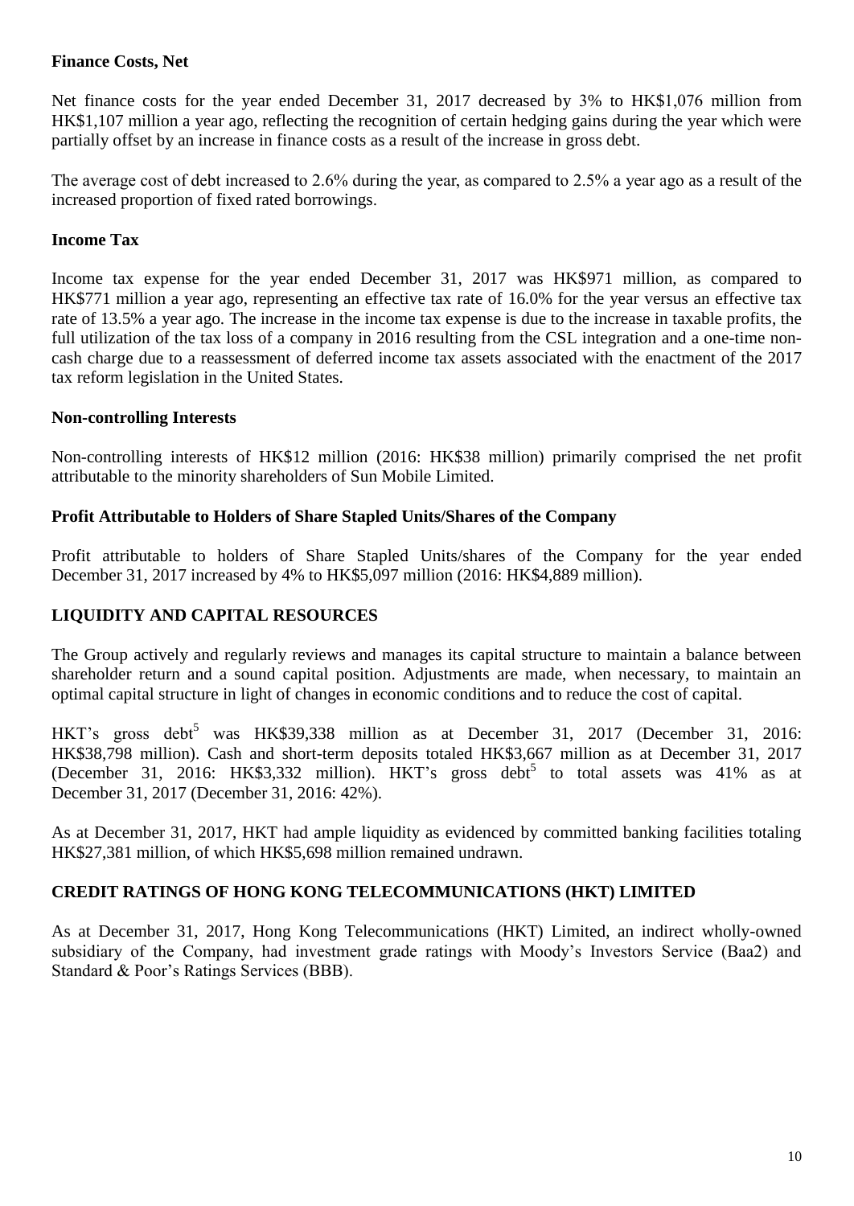### Finance Costs, Net

Net finance costs for the year ended December 31, 2017 decreased by 3% to HK$1,076 million from HK$1,107 million a year ago, reflecting the recognition of certain hedging gains during the year which were partially offset by an increase in finance costs as a result of the increase in gross debt.

The average cost of debt increased to 2.6% during the year, as compared to 2.5% a year ago as a result of the increased proportion of fixed rated borrowings.

### Income Tax

Income tax expense for the year ended December 31, 2017 was HK$971 million, as compared to HK$771 million a year ago, representing an effective tax rate of 16.0% for the year versus an effective tax rate of 13.5% a year ago. The increase in the income tax expense is due to the increase in taxable profits, the full utilization of the tax loss of a company in 2016 resulting from the CSL integration and a one-time non-cash charge due to a reassessment of deferred income tax assets associated with the enactment of the 2017 tax reform legislation in the United States.

### Non-controlling Interests

Non-controlling interests of HK$12 million (2016: HK$38 million) primarily comprised the net profit attributable to the minority shareholders of Sun Mobile Limited.

### Profit Attributable to Holders of Share Stapled Units/Shares of the Company

Profit attributable to holders of Share Stapled Units/shares of the Company for the year ended December 31, 2017 increased by 4% to HK$5,097 million (2016: HK$4,889 million).

## LIQUIDITY AND CAPITAL RESOURCES

The Group actively and regularly reviews and manages its capital structure to maintain a balance between shareholder return and a sound capital position. Adjustments are made, when necessary, to maintain an optimal capital structure in light of changes in economic conditions and to reduce the cost of capital.

HKT's gross debt[5] was HK$39,338 million as at December 31, 2017 (December 31, 2016: HK$38,798 million). Cash and short-term deposits totaled HK$3,667 million as at December 31, 2017 (December 31, 2016: HK$3,332 million). HKT's gross debt[5] to total assets was 41% as at December 31, 2017 (December 31, 2016: 42%).

As at December 31, 2017, HKT had ample liquidity as evidenced by committed banking facilities totaling HK$27,381 million, of which HK$5,698 million remained undrawn.

## CREDIT RATINGS OF HONG KONG TELECOMMUNICATIONS (HKT) LIMITED

As at December 31, 2017, Hong Kong Telecommunications (HKT) Limited, an indirect wholly-owned subsidiary of the Company, had investment grade ratings with Moody's Investors Service (Baa2) and Standard & Poor's Ratings Services (BBB).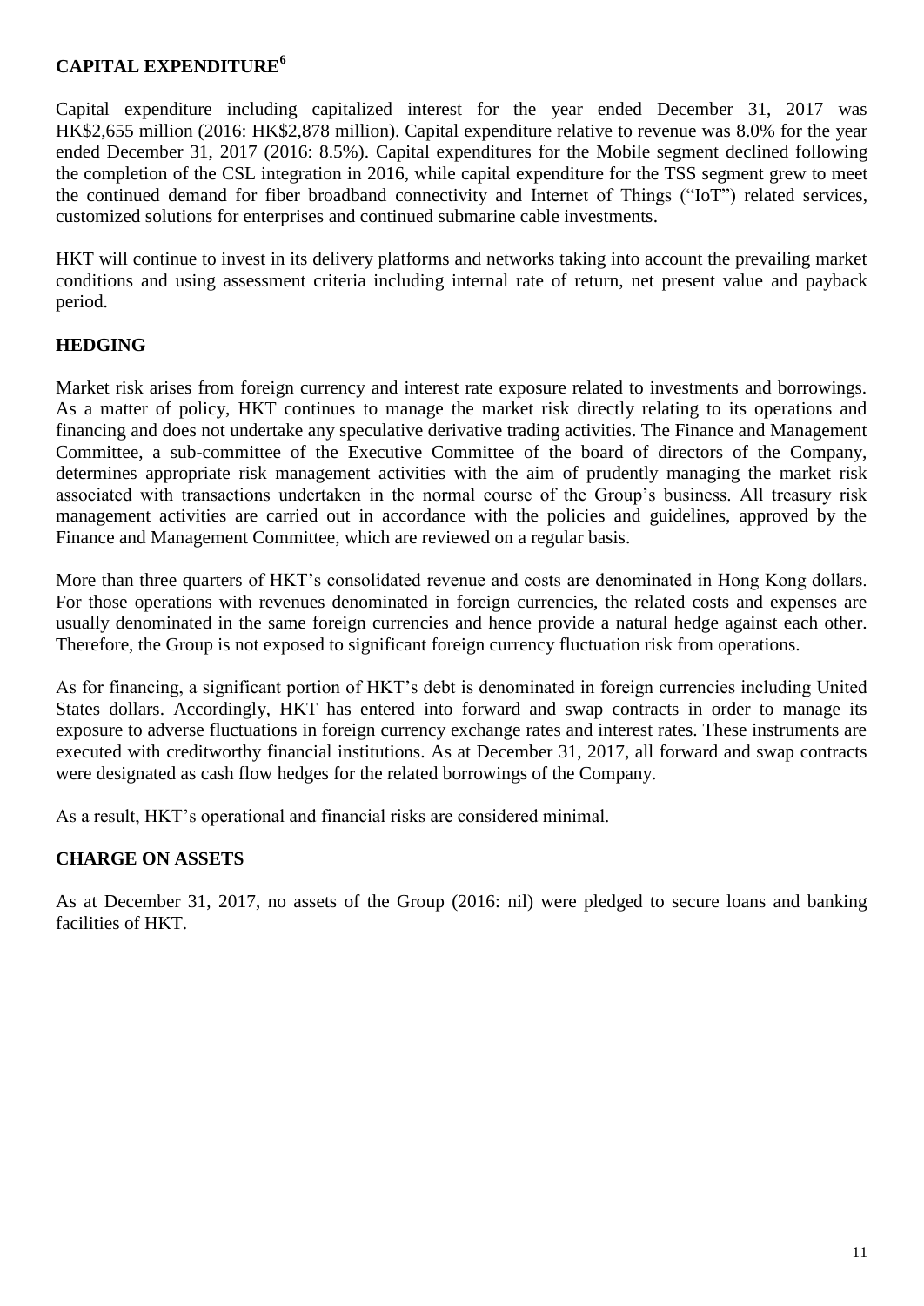## CAPITAL EXPENDITURE[6]

Capital expenditure including capitalized interest for the year ended December 31, 2017 was HK$2,655 million (2016: HK$2,878 million). Capital expenditure relative to revenue was 8.0% for the year ended December 31, 2017 (2016: 8.5%). Capital expenditures for the Mobile segment declined following the completion of the CSL integration in 2016, while capital expenditure for the TSS segment grew to meet the continued demand for fiber broadband connectivity and Internet of Things ("IoT") related services, customized solutions for enterprises and continued submarine cable investments.

HKT will continue to invest in its delivery platforms and networks taking into account the prevailing market conditions and using assessment criteria including internal rate of return, net present value and payback period.

## HEDGING

Market risk arises from foreign currency and interest rate exposure related to investments and borrowings. As a matter of policy, HKT continues to manage the market risk directly relating to its operations and financing and does not undertake any speculative derivative trading activities. The Finance and Management Committee, a sub-committee of the Executive Committee of the board of directors of the Company, determines appropriate risk management activities with the aim of prudently managing the market risk associated with transactions undertaken in the normal course of the Group's business. All treasury risk management activities are carried out in accordance with the policies and guidelines, approved by the Finance and Management Committee, which are reviewed on a regular basis.

More than three quarters of HKT's consolidated revenue and costs are denominated in Hong Kong dollars. For those operations with revenues denominated in foreign currencies, the related costs and expenses are usually denominated in the same foreign currencies and hence provide a natural hedge against each other. Therefore, the Group is not exposed to significant foreign currency fluctuation risk from operations.

As for financing, a significant portion of HKT's debt is denominated in foreign currencies including United States dollars. Accordingly, HKT has entered into forward and swap contracts in order to manage its exposure to adverse fluctuations in foreign currency exchange rates and interest rates. These instruments are executed with creditworthy financial institutions. As at December 31, 2017, all forward and swap contracts were designated as cash flow hedges for the related borrowings of the Company.

As a result, HKT's operational and financial risks are considered minimal.

## CHARGE ON ASSETS

As at December 31, 2017, no assets of the Group (2016: nil) were pledged to secure loans and banking facilities of HKT.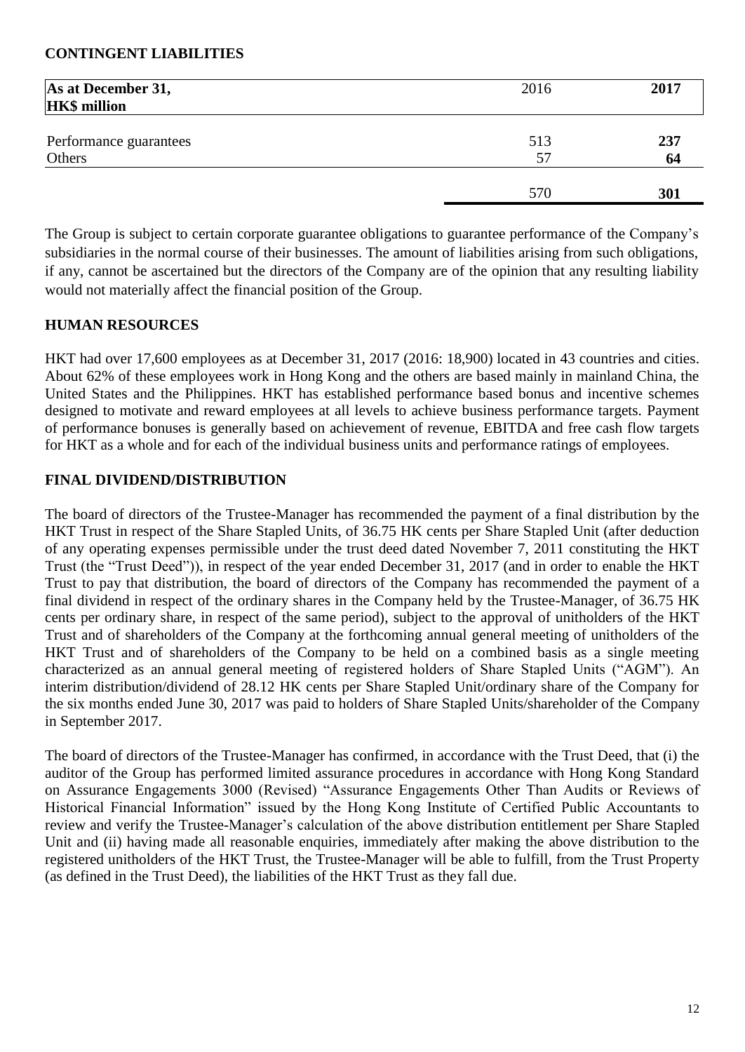## CONTINGENT LIABILITIES

| As at December 31, **HK$ million** | 2016 | **2017** |
|---|---|---|
| Performance guarantees | 513 | **237** |
| Others | 57 | **64** |
| | 570 | **301** |

The Group is subject to certain corporate guarantee obligations to guarantee performance of the Company's subsidiaries in the normal course of their businesses. The amount of liabilities arising from such obligations, if any, cannot be ascertained but the directors of the Company are of the opinion that any resulting liability would not materially affect the financial position of the Group.

## HUMAN RESOURCES

HKT had over 17,600 employees as at December 31, 2017 (2016: 18,900) located in 43 countries and cities. About 62% of these employees work in Hong Kong and the others are based mainly in mainland China, the United States and the Philippines. HKT has established performance based bonus and incentive schemes designed to motivate and reward employees at all levels to achieve business performance targets. Payment of performance bonuses is generally based on achievement of revenue, EBITDA and free cash flow targets for HKT as a whole and for each of the individual business units and performance ratings of employees.

## FINAL DIVIDEND/DISTRIBUTION

The board of directors of the Trustee-Manager has recommended the payment of a final distribution by the HKT Trust in respect of the Share Stapled Units, of 36.75 HK cents per Share Stapled Unit (after deduction of any operating expenses permissible under the trust deed dated November 7, 2011 constituting the HKT Trust (the "Trust Deed")), in respect of the year ended December 31, 2017 (and in order to enable the HKT Trust to pay that distribution, the board of directors of the Company has recommended the payment of a final dividend in respect of the ordinary shares in the Company held by the Trustee-Manager, of 36.75 HK cents per ordinary share, in respect of the same period), subject to the approval of unitholders of the HKT Trust and of shareholders of the Company at the forthcoming annual general meeting of unitholders of the HKT Trust and of shareholders of the Company to be held on a combined basis as a single meeting characterized as an annual general meeting of registered holders of Share Stapled Units ("AGM"). An interim distribution/dividend of 28.12 HK cents per Share Stapled Unit/ordinary share of the Company for the six months ended June 30, 2017 was paid to holders of Share Stapled Units/shareholder of the Company in September 2017.

The board of directors of the Trustee-Manager has confirmed, in accordance with the Trust Deed, that (i) the auditor of the Group has performed limited assurance procedures in accordance with Hong Kong Standard on Assurance Engagements 3000 (Revised) "Assurance Engagements Other Than Audits or Reviews of Historical Financial Information" issued by the Hong Kong Institute of Certified Public Accountants to review and verify the Trustee-Manager's calculation of the above distribution entitlement per Share Stapled Unit and (ii) having made all reasonable enquiries, immediately after making the above distribution to the registered unitholders of the HKT Trust, the Trustee-Manager will be able to fulfill, from the Trust Property (as defined in the Trust Deed), the liabilities of the HKT Trust as they fall due.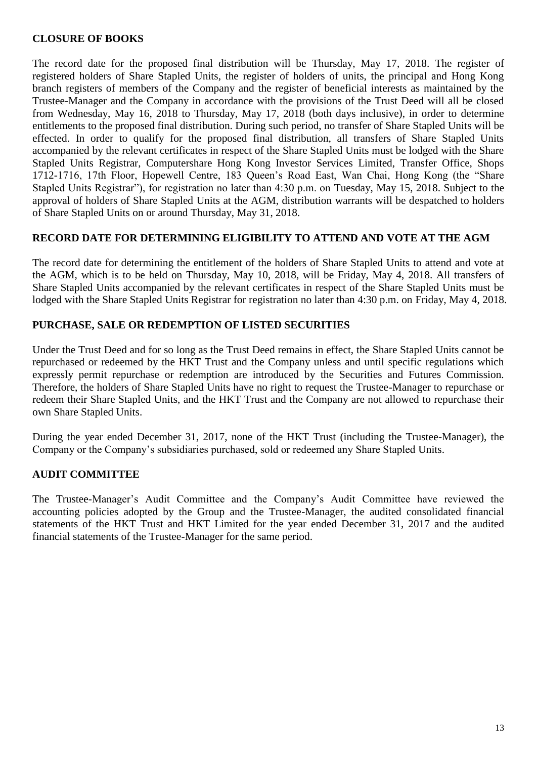## CLOSURE OF BOOKS

The record date for the proposed final distribution will be Thursday, May 17, 2018. The register of registered holders of Share Stapled Units, the register of holders of units, the principal and Hong Kong branch registers of members of the Company and the register of beneficial interests as maintained by the Trustee-Manager and the Company in accordance with the provisions of the Trust Deed will all be closed from Wednesday, May 16, 2018 to Thursday, May 17, 2018 (both days inclusive), in order to determine entitlements to the proposed final distribution. During such period, no transfer of Share Stapled Units will be effected. In order to qualify for the proposed final distribution, all transfers of Share Stapled Units accompanied by the relevant certificates in respect of the Share Stapled Units must be lodged with the Share Stapled Units Registrar, Computershare Hong Kong Investor Services Limited, Transfer Office, Shops 1712-1716, 17th Floor, Hopewell Centre, 183 Queen's Road East, Wan Chai, Hong Kong (the "Share Stapled Units Registrar"), for registration no later than 4:30 p.m. on Tuesday, May 15, 2018. Subject to the approval of holders of Share Stapled Units at the AGM, distribution warrants will be despatched to holders of Share Stapled Units on or around Thursday, May 31, 2018.

## RECORD DATE FOR DETERMINING ELIGIBILITY TO ATTEND AND VOTE AT THE AGM

The record date for determining the entitlement of the holders of Share Stapled Units to attend and vote at the AGM, which is to be held on Thursday, May 10, 2018, will be Friday, May 4, 2018. All transfers of Share Stapled Units accompanied by the relevant certificates in respect of the Share Stapled Units must be lodged with the Share Stapled Units Registrar for registration no later than 4:30 p.m. on Friday, May 4, 2018.

## PURCHASE, SALE OR REDEMPTION OF LISTED SECURITIES

Under the Trust Deed and for so long as the Trust Deed remains in effect, the Share Stapled Units cannot be repurchased or redeemed by the HKT Trust and the Company unless and until specific regulations which expressly permit repurchase or redemption are introduced by the Securities and Futures Commission. Therefore, the holders of Share Stapled Units have no right to request the Trustee-Manager to repurchase or redeem their Share Stapled Units, and the HKT Trust and the Company are not allowed to repurchase their own Share Stapled Units.

During the year ended December 31, 2017, none of the HKT Trust (including the Trustee-Manager), the Company or the Company's subsidiaries purchased, sold or redeemed any Share Stapled Units.

## AUDIT COMMITTEE

The Trustee-Manager's Audit Committee and the Company's Audit Committee have reviewed the accounting policies adopted by the Group and the Trustee-Manager, the audited consolidated financial statements of the HKT Trust and HKT Limited for the year ended December 31, 2017 and the audited financial statements of the Trustee-Manager for the same period.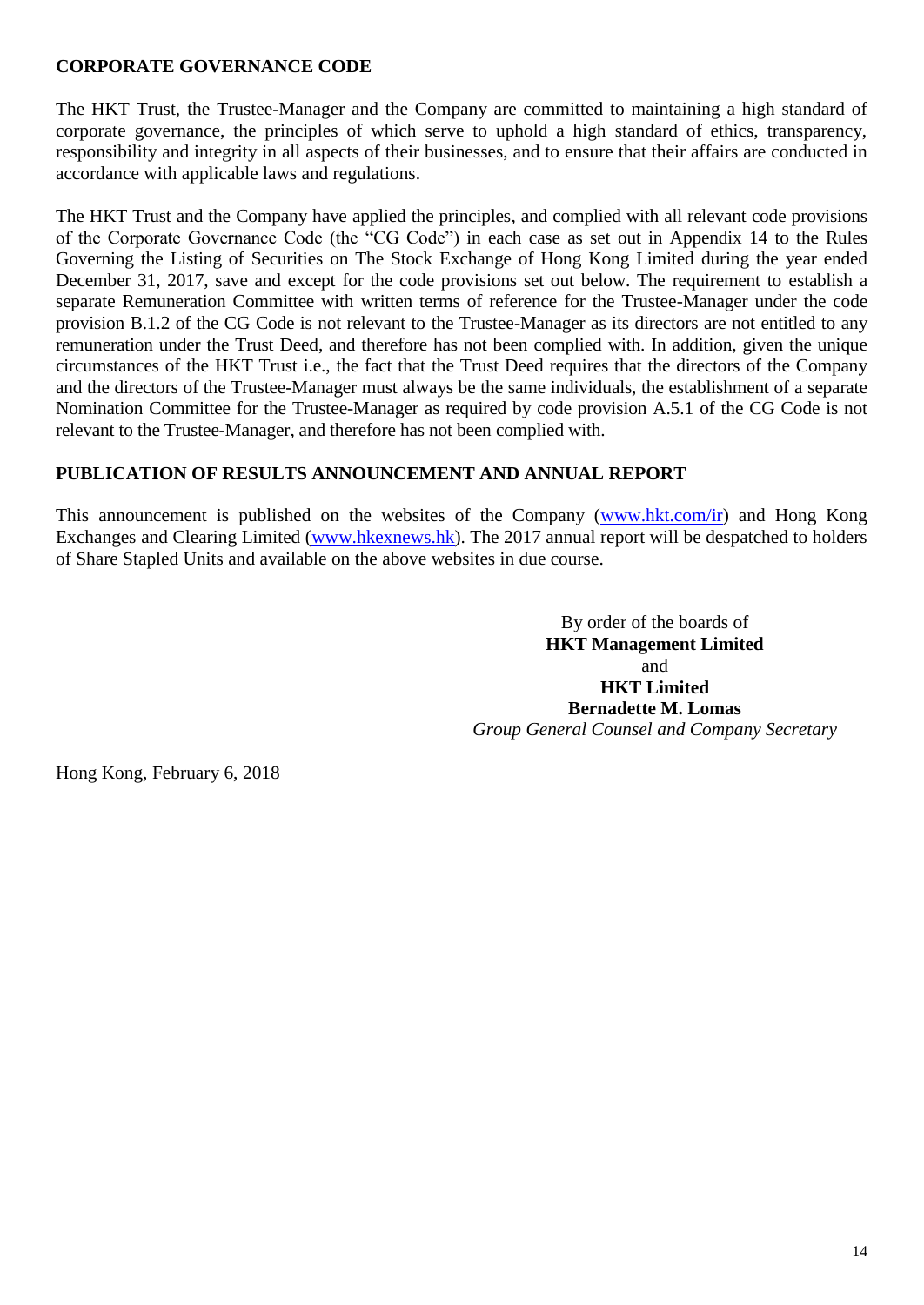## CORPORATE GOVERNANCE CODE

The HKT Trust, the Trustee-Manager and the Company are committed to maintaining a high standard of corporate governance, the principles of which serve to uphold a high standard of ethics, transparency, responsibility and integrity in all aspects of their businesses, and to ensure that their affairs are conducted in accordance with applicable laws and regulations.

The HKT Trust and the Company have applied the principles, and complied with all relevant code provisions of the Corporate Governance Code (the "CG Code") in each case as set out in Appendix 14 to the Rules Governing the Listing of Securities on The Stock Exchange of Hong Kong Limited during the year ended December 31, 2017, save and except for the code provisions set out below. The requirement to establish a separate Remuneration Committee with written terms of reference for the Trustee-Manager under the code provision B.1.2 of the CG Code is not relevant to the Trustee-Manager as its directors are not entitled to any remuneration under the Trust Deed, and therefore has not been complied with. In addition, given the unique circumstances of the HKT Trust i.e., the fact that the Trust Deed requires that the directors of the Company and the directors of the Trustee-Manager must always be the same individuals, the establishment of a separate Nomination Committee for the Trustee-Manager as required by code provision A.5.1 of the CG Code is not relevant to the Trustee-Manager, and therefore has not been complied with.

## PUBLICATION OF RESULTS ANNOUNCEMENT AND ANNUAL REPORT

This announcement is published on the websites of the Company (www.hkt.com/ir) and Hong Kong Exchanges and Clearing Limited (www.hkexnews.hk). The 2017 annual report will be despatched to holders of Share Stapled Units and available on the above websites in due course.

By order of the boards of
**HKT Management Limited**
and
**HKT Limited**
**Bernadette M. Lomas**
*Group General Counsel and Company Secretary*

Hong Kong, February 6, 2018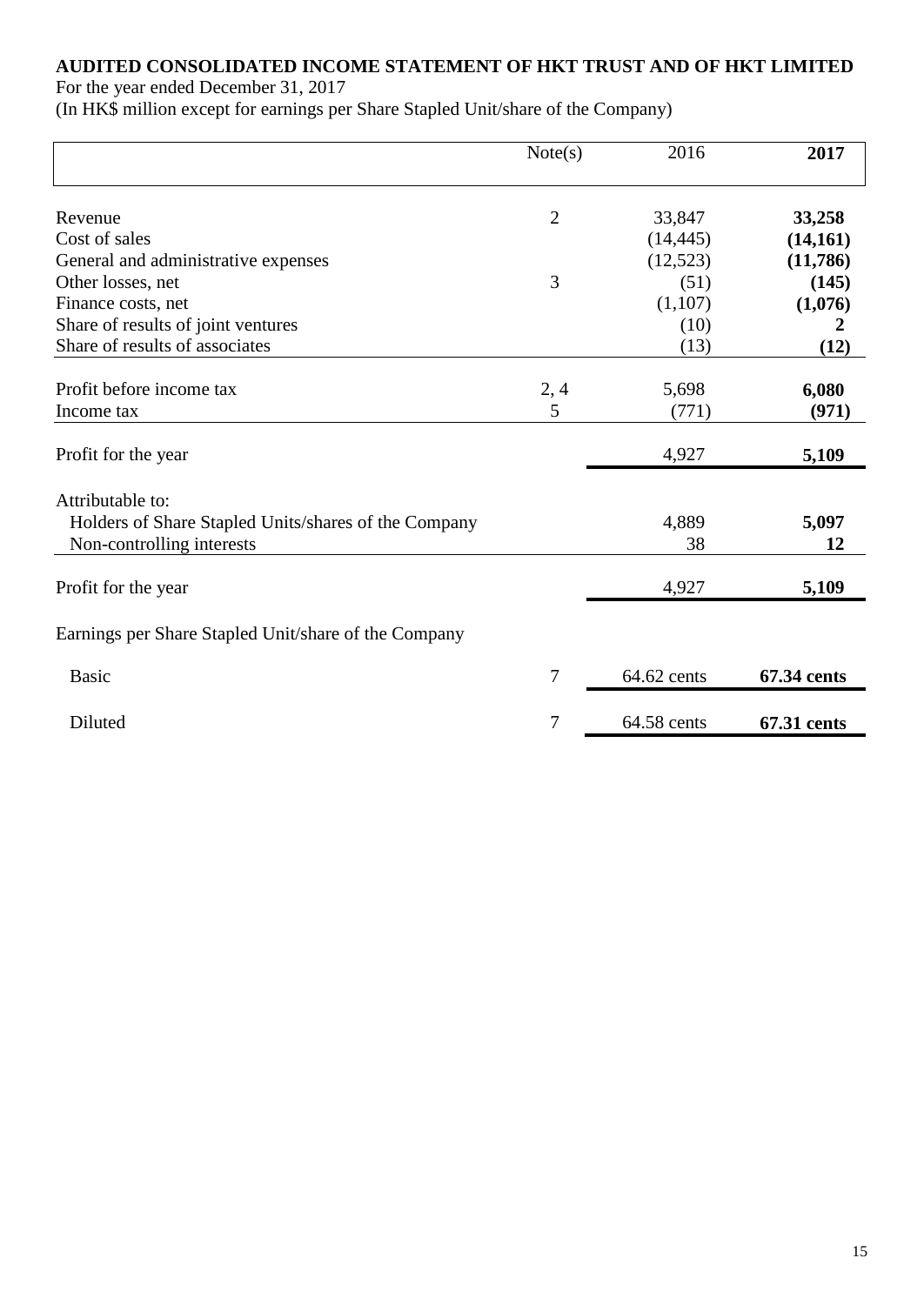**AUDITED CONSOLIDATED INCOME STATEMENT OF HKT TRUST AND OF HKT LIMITED**

For the year ended December 31, 2017

(In HK$ million except for earnings per Share Stapled Unit/share of the Company)

| | Note(s) | 2016 | **2017** |
|---|---|---|---|
| Revenue | 2 | 33,847 | **33,258** |
| Cost of sales | | (14,445) | **(14,161)** |
| General and administrative expenses | | (12,523) | **(11,786)** |
| Other losses, net | 3 | (51) | **(145)** |
| Finance costs, net | | (1,107) | **(1,076)** |
| Share of results of joint ventures | | (10) | **2** |
| Share of results of associates | | (13) | **(12)** |
| Profit before income tax | 2, 4 | 5,698 | **6,080** |
| Income tax | 5 | (771) | **(971)** |
| Profit for the year | | 4,927 | **5,109** |
| Attributable to: | | | |
| Holders of Share Stapled Units/shares of the Company | | 4,889 | **5,097** |
| Non-controlling interests | | 38 | **12** |
| Profit for the year | | 4,927 | **5,109** |
| Earnings per Share Stapled Unit/share of the Company | | | |
| Basic | 7 | 64.62 cents | **67.34 cents** |
| Diluted | 7 | 64.58 cents | **67.31 cents** |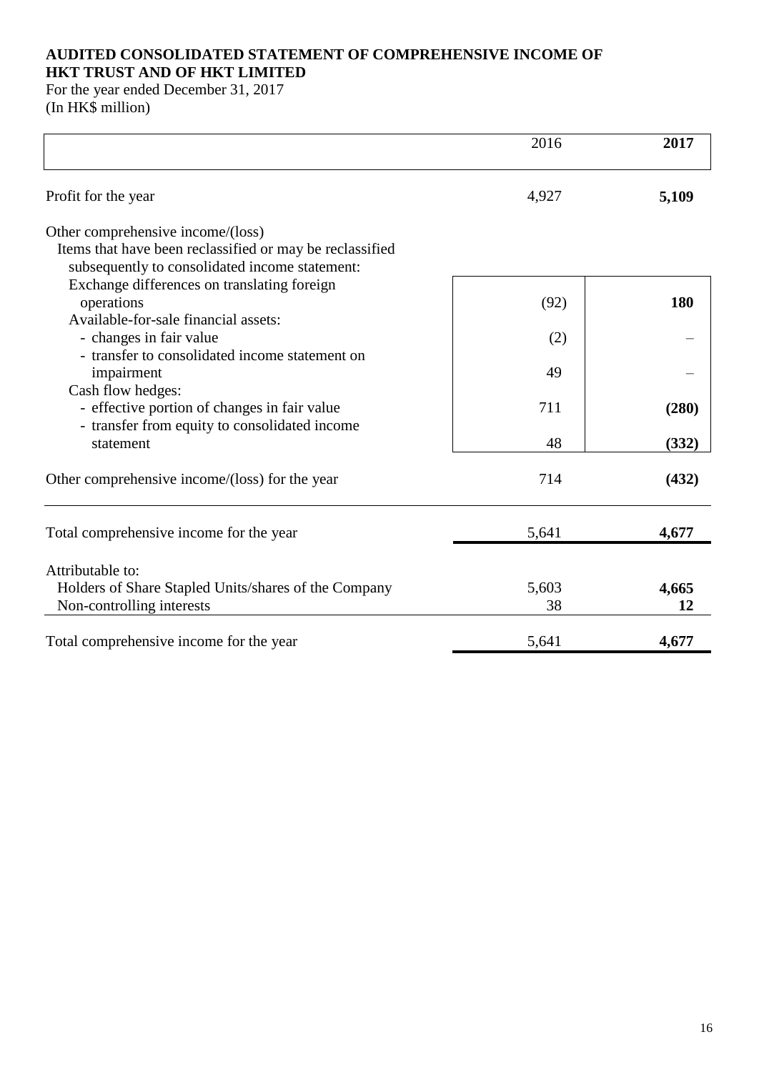**AUDITED CONSOLIDATED STATEMENT OF COMPREHENSIVE INCOME OF HKT TRUST AND OF HKT LIMITED**

For the year ended December 31, 2017
(In HK$ million)

| | 2016 | **2017** |
|---|---|---|
| Profit for the year | 4,927 | **5,109** |
| Other comprehensive income/(loss) | | |
| Items that have been reclassified or may be reclassified subsequently to consolidated income statement: | | |
| Exchange differences on translating foreign operations | (92) | **180** |
| Available-for-sale financial assets: | | |
| - changes in fair value | (2) | **–** |
| - transfer to consolidated income statement on impairment | 49 | **–** |
| Cash flow hedges: | | |
| - effective portion of changes in fair value | 711 | **(280)** |
| - transfer from equity to consolidated income statement | 48 | **(332)** |
| Other comprehensive income/(loss) for the year | 714 | **(432)** |
| Total comprehensive income for the year | 5,641 | **4,677** |
| Attributable to: | | |
| Holders of Share Stapled Units/shares of the Company | 5,603 | **4,665** |
| Non-controlling interests | 38 | **12** |
| Total comprehensive income for the year | 5,641 | **4,677** |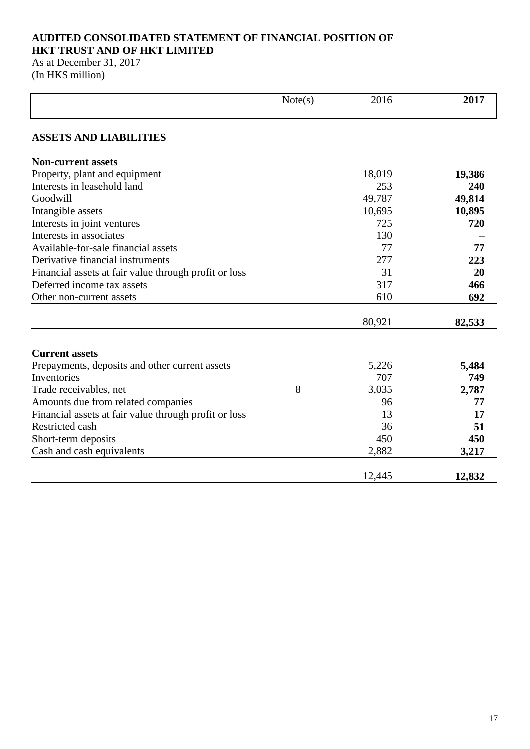**AUDITED CONSOLIDATED STATEMENT OF FINANCIAL POSITION OF HKT TRUST AND OF HKT LIMITED**

As at December 31, 2017
(In HK$ million)

| | Note(s) | 2016 | **2017** |
|---|---|---|---|
| **ASSETS AND LIABILITIES** | | | |
| **Non-current assets** | | | |
| Property, plant and equipment | | 18,019 | **19,386** |
| Interests in leasehold land | | 253 | **240** |
| Goodwill | | 49,787 | **49,814** |
| Intangible assets | | 10,695 | **10,895** |
| Interests in joint ventures | | 725 | **720** |
| Interests in associates | | 130 | **–** |
| Available-for-sale financial assets | | 77 | **77** |
| Derivative financial instruments | | 277 | **223** |
| Financial assets at fair value through profit or loss | | 31 | **20** |
| Deferred income tax assets | | 317 | **466** |
| Other non-current assets | | 610 | **692** |
| | | 80,921 | **82,533** |
| **Current assets** | | | |
| Prepayments, deposits and other current assets | | 5,226 | **5,484** |
| Inventories | | 707 | **749** |
| Trade receivables, net | 8 | 3,035 | **2,787** |
| Amounts due from related companies | | 96 | **77** |
| Financial assets at fair value through profit or loss | | 13 | **17** |
| Restricted cash | | 36 | **51** |
| Short-term deposits | | 450 | **450** |
| Cash and cash equivalents | | 2,882 | **3,217** |
| | | 12,445 | **12,832** |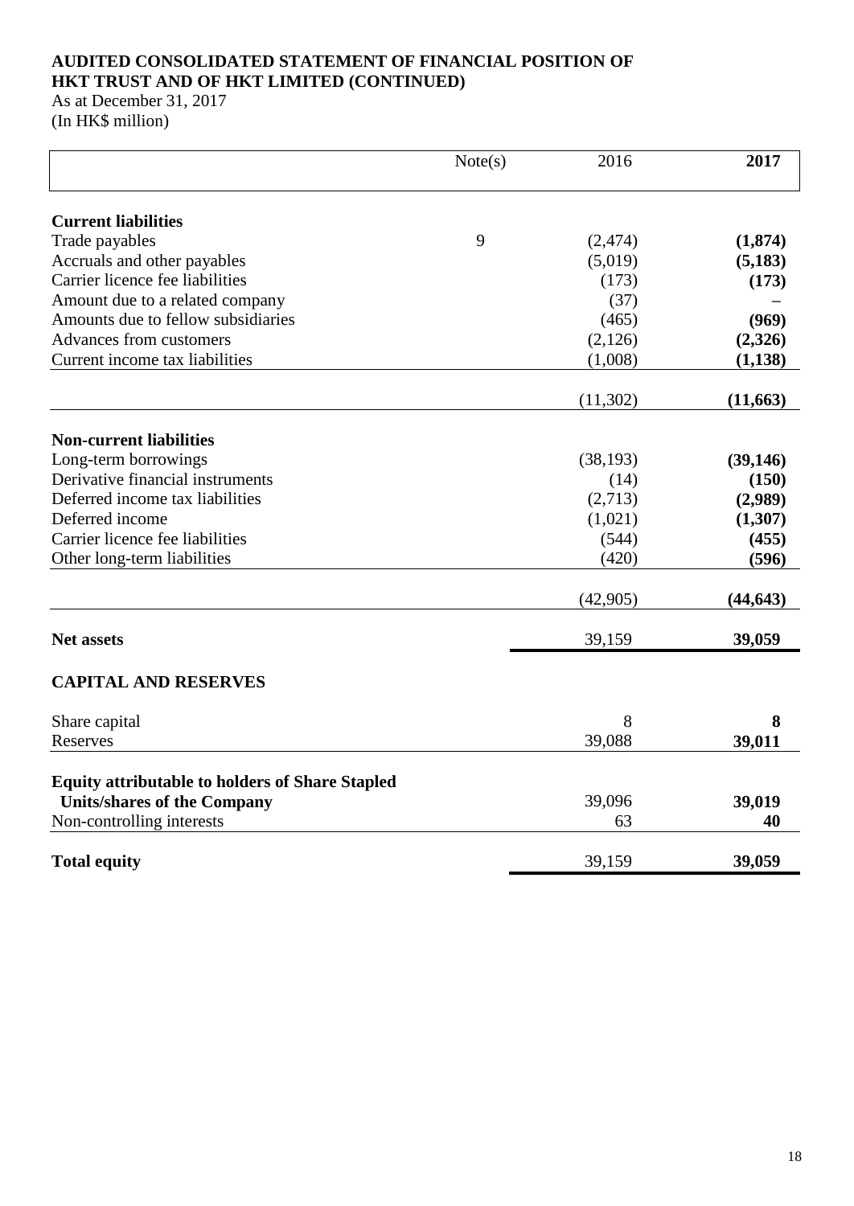**AUDITED CONSOLIDATED STATEMENT OF FINANCIAL POSITION OF HKT TRUST AND OF HKT LIMITED (CONTINUED)**

As at December 31, 2017
(In HK$ million)

| | Note(s) | 2016 | **2017** |
|---|---|---|---|
| **Current liabilities** | | | |
| Trade payables | 9 | (2,474) | **(1,874)** |
| Accruals and other payables | | (5,019) | **(5,183)** |
| Carrier licence fee liabilities | | (173) | **(173)** |
| Amount due to a related company | | (37) | **–** |
| Amounts due to fellow subsidiaries | | (465) | **(969)** |
| Advances from customers | | (2,126) | **(2,326)** |
| Current income tax liabilities | | (1,008) | **(1,138)** |
| | | (11,302) | **(11,663)** |
| **Non-current liabilities** | | | |
| Long-term borrowings | | (38,193) | **(39,146)** |
| Derivative financial instruments | | (14) | **(150)** |
| Deferred income tax liabilities | | (2,713) | **(2,989)** |
| Deferred income | | (1,021) | **(1,307)** |
| Carrier licence fee liabilities | | (544) | **(455)** |
| Other long-term liabilities | | (420) | **(596)** |
| | | (42,905) | **(44,643)** |
| **Net assets** | | 39,159 | **39,059** |
| **CAPITAL AND RESERVES** | | | |
| Share capital | | 8 | **8** |
| Reserves | | 39,088 | **39,011** |
| **Equity attributable to holders of Share Stapled Units/shares of the Company** | | 39,096 | **39,019** |
| Non-controlling interests | | 63 | **40** |
| **Total equity** | | 39,159 | **39,059** |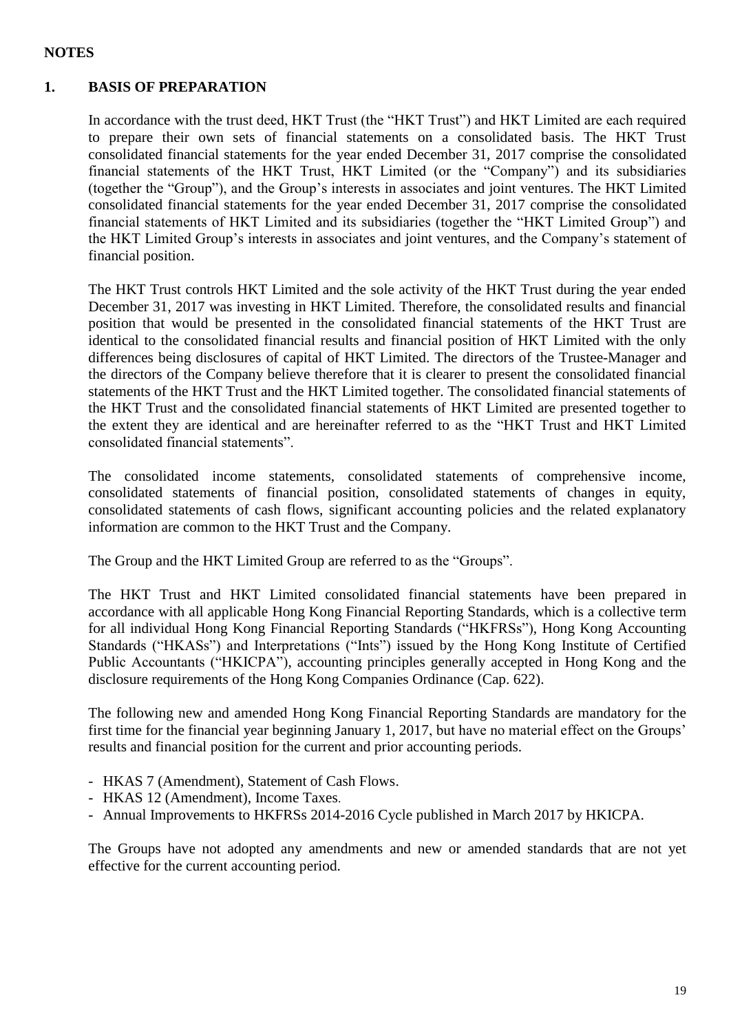# NOTES

## 1. BASIS OF PREPARATION

In accordance with the trust deed, HKT Trust (the "HKT Trust") and HKT Limited are each required to prepare their own sets of financial statements on a consolidated basis. The HKT Trust consolidated financial statements for the year ended December 31, 2017 comprise the consolidated financial statements of the HKT Trust, HKT Limited (or the "Company") and its subsidiaries (together the "Group"), and the Group's interests in associates and joint ventures. The HKT Limited consolidated financial statements for the year ended December 31, 2017 comprise the consolidated financial statements of HKT Limited and its subsidiaries (together the "HKT Limited Group") and the HKT Limited Group's interests in associates and joint ventures, and the Company's statement of financial position.

The HKT Trust controls HKT Limited and the sole activity of the HKT Trust during the year ended December 31, 2017 was investing in HKT Limited. Therefore, the consolidated results and financial position that would be presented in the consolidated financial statements of the HKT Trust are identical to the consolidated financial results and financial position of HKT Limited with the only differences being disclosures of capital of HKT Limited. The directors of the Trustee-Manager and the directors of the Company believe therefore that it is clearer to present the consolidated financial statements of the HKT Trust and the HKT Limited together. The consolidated financial statements of the HKT Trust and the consolidated financial statements of HKT Limited are presented together to the extent they are identical and are hereinafter referred to as the "HKT Trust and HKT Limited consolidated financial statements".

The consolidated income statements, consolidated statements of comprehensive income, consolidated statements of financial position, consolidated statements of changes in equity, consolidated statements of cash flows, significant accounting policies and the related explanatory information are common to the HKT Trust and the Company.

The Group and the HKT Limited Group are referred to as the "Groups".

The HKT Trust and HKT Limited consolidated financial statements have been prepared in accordance with all applicable Hong Kong Financial Reporting Standards, which is a collective term for all individual Hong Kong Financial Reporting Standards ("HKFRSs"), Hong Kong Accounting Standards ("HKASs") and Interpretations ("Ints") issued by the Hong Kong Institute of Certified Public Accountants ("HKICPA"), accounting principles generally accepted in Hong Kong and the disclosure requirements of the Hong Kong Companies Ordinance (Cap. 622).

The following new and amended Hong Kong Financial Reporting Standards are mandatory for the first time for the financial year beginning January 1, 2017, but have no material effect on the Groups' results and financial position for the current and prior accounting periods.

- HKAS 7 (Amendment), Statement of Cash Flows.
- HKAS 12 (Amendment), Income Taxes.
- Annual Improvements to HKFRSs 2014-2016 Cycle published in March 2017 by HKICPA.

The Groups have not adopted any amendments and new or amended standards that are not yet effective for the current accounting period.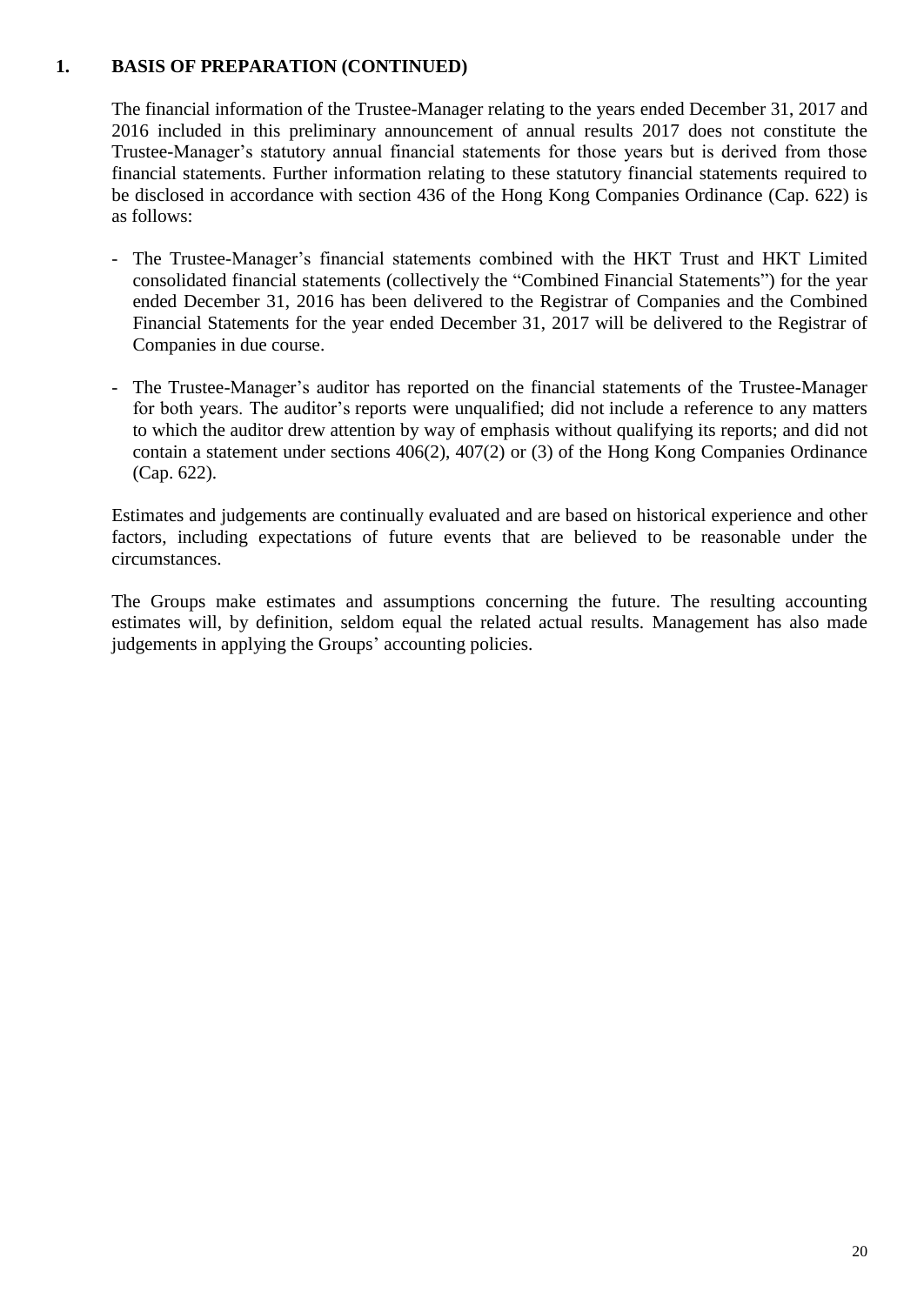## 1. BASIS OF PREPARATION (CONTINUED)

The financial information of the Trustee-Manager relating to the years ended December 31, 2017 and 2016 included in this preliminary announcement of annual results 2017 does not constitute the Trustee-Manager's statutory annual financial statements for those years but is derived from those financial statements. Further information relating to these statutory financial statements required to be disclosed in accordance with section 436 of the Hong Kong Companies Ordinance (Cap. 622) is as follows:

- The Trustee-Manager's financial statements combined with the HKT Trust and HKT Limited consolidated financial statements (collectively the "Combined Financial Statements") for the year ended December 31, 2016 has been delivered to the Registrar of Companies and the Combined Financial Statements for the year ended December 31, 2017 will be delivered to the Registrar of Companies in due course.
- The Trustee-Manager's auditor has reported on the financial statements of the Trustee-Manager for both years. The auditor's reports were unqualified; did not include a reference to any matters to which the auditor drew attention by way of emphasis without qualifying its reports; and did not contain a statement under sections 406(2), 407(2) or (3) of the Hong Kong Companies Ordinance (Cap. 622).

Estimates and judgements are continually evaluated and are based on historical experience and other factors, including expectations of future events that are believed to be reasonable under the circumstances.

The Groups make estimates and assumptions concerning the future. The resulting accounting estimates will, by definition, seldom equal the related actual results. Management has also made judgements in applying the Groups' accounting policies.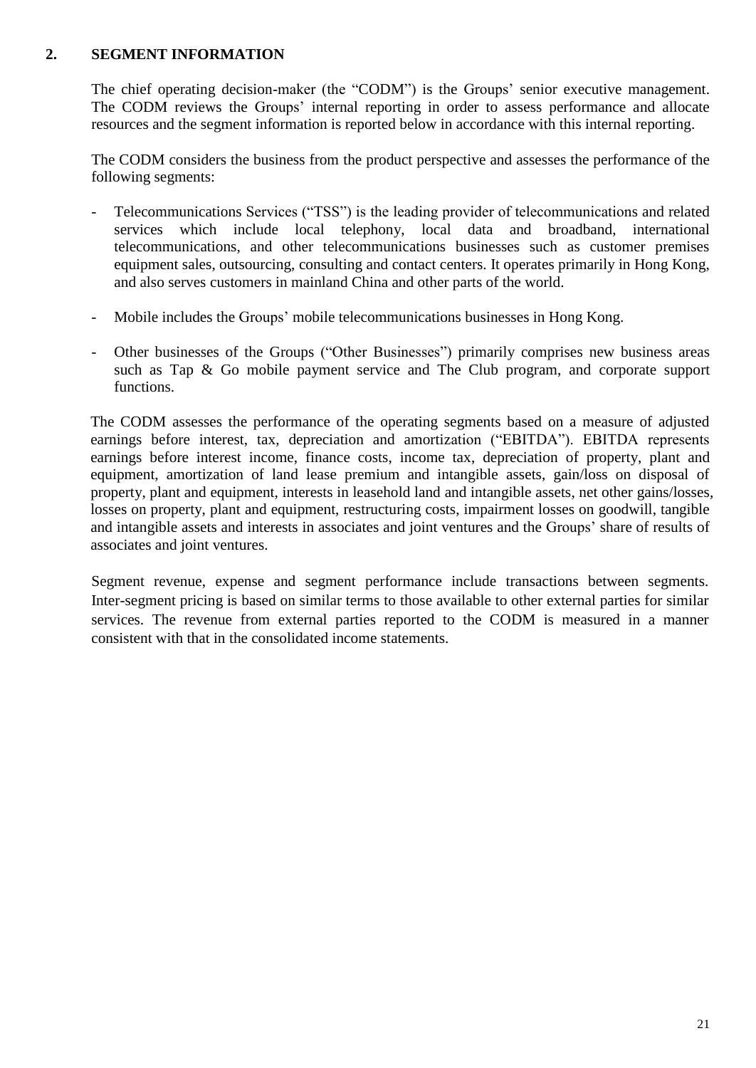## 2. SEGMENT INFORMATION

The chief operating decision-maker (the "CODM") is the Groups' senior executive management. The CODM reviews the Groups' internal reporting in order to assess performance and allocate resources and the segment information is reported below in accordance with this internal reporting.

The CODM considers the business from the product perspective and assesses the performance of the following segments:

- Telecommunications Services ("TSS") is the leading provider of telecommunications and related services which include local telephony, local data and broadband, international telecommunications, and other telecommunications businesses such as customer premises equipment sales, outsourcing, consulting and contact centers. It operates primarily in Hong Kong, and also serves customers in mainland China and other parts of the world.
- Mobile includes the Groups' mobile telecommunications businesses in Hong Kong.
- Other businesses of the Groups ("Other Businesses") primarily comprises new business areas such as Tap & Go mobile payment service and The Club program, and corporate support functions.

The CODM assesses the performance of the operating segments based on a measure of adjusted earnings before interest, tax, depreciation and amortization ("EBITDA"). EBITDA represents earnings before interest income, finance costs, income tax, depreciation of property, plant and equipment, amortization of land lease premium and intangible assets, gain/loss on disposal of property, plant and equipment, interests in leasehold land and intangible assets, net other gains/losses, losses on property, plant and equipment, restructuring costs, impairment losses on goodwill, tangible and intangible assets and interests in associates and joint ventures and the Groups' share of results of associates and joint ventures.

Segment revenue, expense and segment performance include transactions between segments. Inter-segment pricing is based on similar terms to those available to other external parties for similar services. The revenue from external parties reported to the CODM is measured in a manner consistent with that in the consolidated income statements.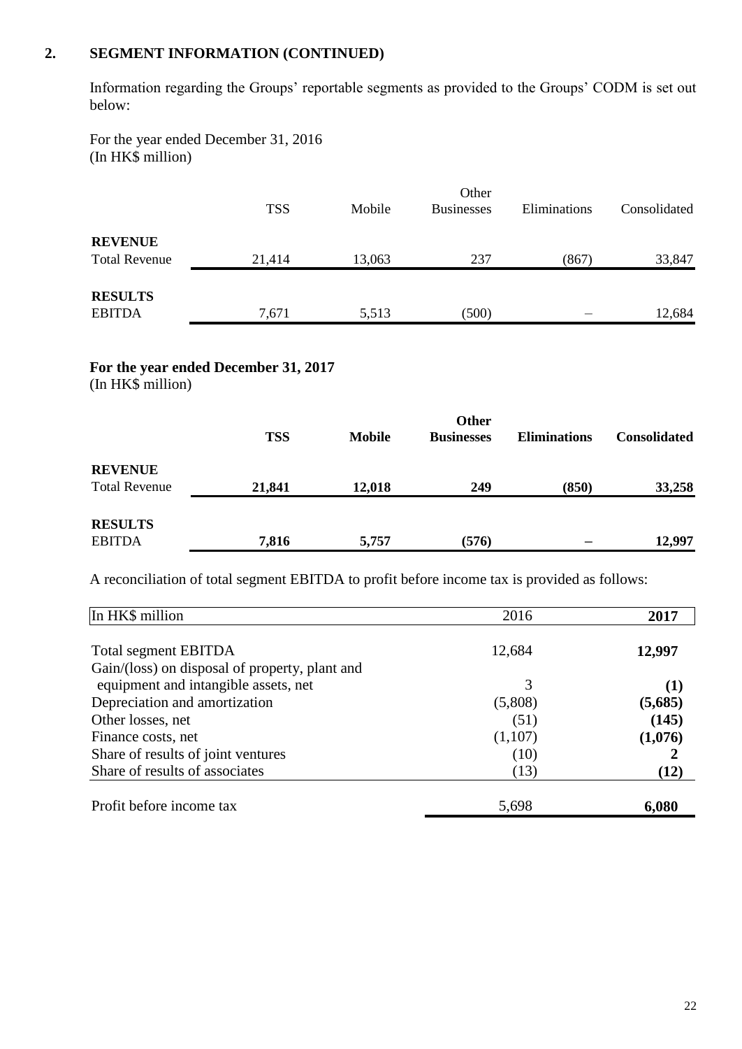## 2. SEGMENT INFORMATION (CONTINUED)

Information regarding the Groups' reportable segments as provided to the Groups' CODM is set out below:

For the year ended December 31, 2016
(In HK$ million)

| | TSS | Mobile | Other Businesses | Eliminations | Consolidated |
|---|---|---|---|---|---|
| **REVENUE** | | | | | |
| Total Revenue | 21,414 | 13,063 | 237 | (867) | 33,847 |
| **RESULTS** | | | | | |
| EBITDA | 7,671 | 5,513 | (500) | – | 12,684 |

**For the year ended December 31, 2017**
(In HK$ million)

| | **TSS** | **Mobile** | **Other Businesses** | **Eliminations** | **Consolidated** |
|---|---|---|---|---|---|
| **REVENUE** | | | | | |
| Total Revenue | **21,841** | **12,018** | **249** | **(850)** | **33,258** |
| **RESULTS** | | | | | |
| EBITDA | **7,816** | **5,757** | **(576)** | **–** | **12,997** |

A reconciliation of total segment EBITDA to profit before income tax is provided as follows:

| In HK$ million | 2016 | **2017** |
|---|---|---|
| Total segment EBITDA | 12,684 | **12,997** |
| Gain/(loss) on disposal of property, plant and equipment and intangible assets, net | 3 | **(1)** |
| Depreciation and amortization | (5,808) | **(5,685)** |
| Other losses, net | (51) | **(145)** |
| Finance costs, net | (1,107) | **(1,076)** |
| Share of results of joint ventures | (10) | **2** |
| Share of results of associates | (13) | **(12)** |
| Profit before income tax | 5,698 | **6,080** |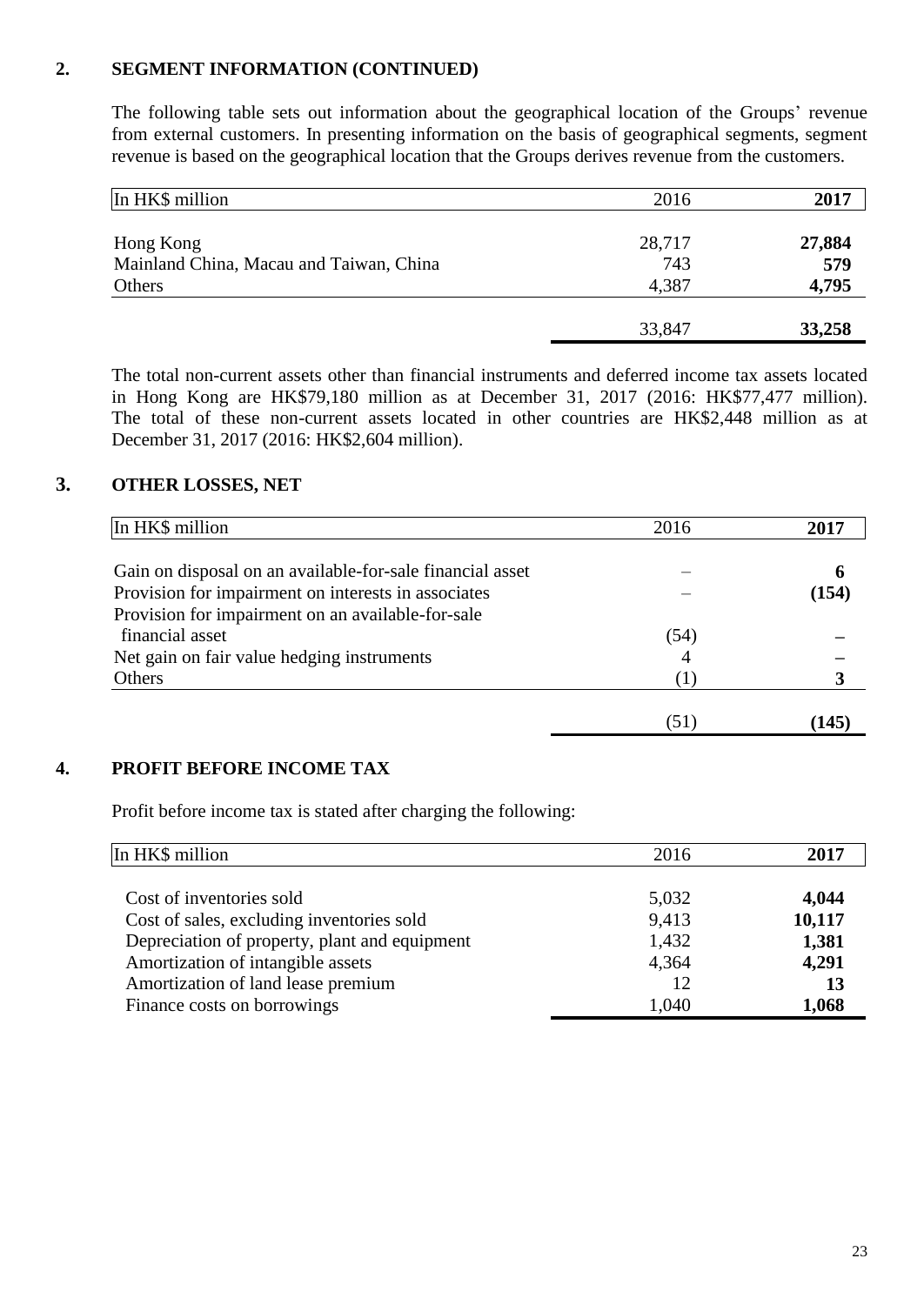## 2. SEGMENT INFORMATION (CONTINUED)

The following table sets out information about the geographical location of the Groups' revenue from external customers. In presenting information on the basis of geographical segments, segment revenue is based on the geographical location that the Groups derives revenue from the customers.

| In HK$ million | 2016 | **2017** |
|---|---|---|
| Hong Kong | 28,717 | **27,884** |
| Mainland China, Macau and Taiwan, China | 743 | **579** |
| Others | 4,387 | **4,795** |
| | 33,847 | **33,258** |

The total non-current assets other than financial instruments and deferred income tax assets located in Hong Kong are HK$79,180 million as at December 31, 2017 (2016: HK$77,477 million). The total of these non-current assets located in other countries are HK$2,448 million as at December 31, 2017 (2016: HK$2,604 million).

## 3. OTHER LOSSES, NET

| In HK$ million | 2016 | **2017** |
|---|---|---|
| Gain on disposal on an available-for-sale financial asset | – | **6** |
| Provision for impairment on interests in associates | – | **(154)** |
| Provision for impairment on an available-for-sale financial asset | (54) | **–** |
| Net gain on fair value hedging instruments | 4 | **–** |
| Others | (1) | **3** |
| | (51) | **(145)** |

## 4. PROFIT BEFORE INCOME TAX

Profit before income tax is stated after charging the following:

| In HK$ million | 2016 | **2017** |
|---|---|---|
| Cost of inventories sold | 5,032 | **4,044** |
| Cost of sales, excluding inventories sold | 9,413 | **10,117** |
| Depreciation of property, plant and equipment | 1,432 | **1,381** |
| Amortization of intangible assets | 4,364 | **4,291** |
| Amortization of land lease premium | 12 | **13** |
| Finance costs on borrowings | 1,040 | **1,068** |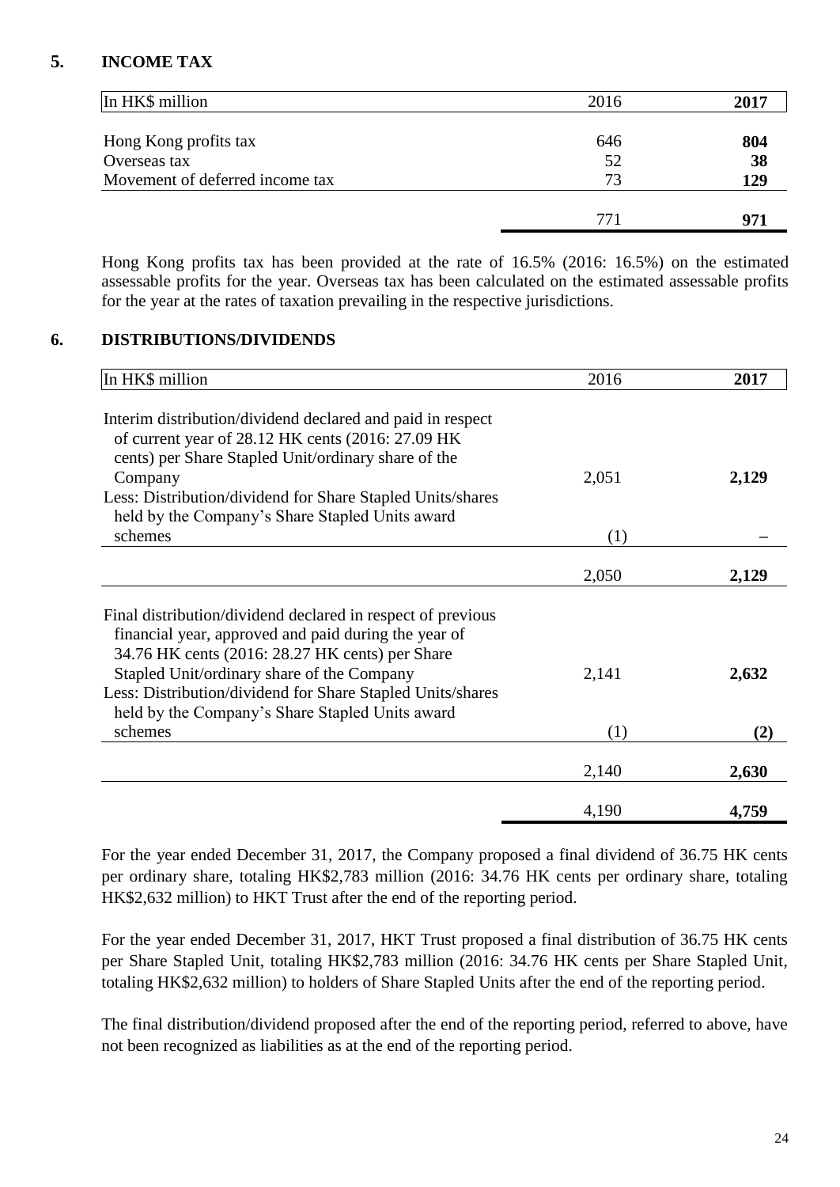## 5. INCOME TAX

| In HK$ million | 2016 | **2017** |
|---|---|---|
| Hong Kong profits tax | 646 | **804** |
| Overseas tax | 52 | **38** |
| Movement of deferred income tax | 73 | **129** |
| | 771 | **971** |

Hong Kong profits tax has been provided at the rate of 16.5% (2016: 16.5%) on the estimated assessable profits for the year. Overseas tax has been calculated on the estimated assessable profits for the year at the rates of taxation prevailing in the respective jurisdictions.

## 6. DISTRIBUTIONS/DIVIDENDS

| In HK$ million | 2016 | **2017** |
|---|---|---|
| Interim distribution/dividend declared and paid in respect of current year of 28.12 HK cents (2016: 27.09 HK cents) per Share Stapled Unit/ordinary share of the Company | 2,051 | **2,129** |
| Less: Distribution/dividend for Share Stapled Units/shares held by the Company's Share Stapled Units award schemes | (1) | **–** |
| | 2,050 | **2,129** |
| Final distribution/dividend declared in respect of previous financial year, approved and paid during the year of 34.76 HK cents (2016: 28.27 HK cents) per Share Stapled Unit/ordinary share of the Company | 2,141 | **2,632** |
| Less: Distribution/dividend for Share Stapled Units/shares held by the Company's Share Stapled Units award schemes | (1) | **(2)** |
| | 2,140 | **2,630** |
| | 4,190 | **4,759** |

For the year ended December 31, 2017, the Company proposed a final dividend of 36.75 HK cents per ordinary share, totaling HK$2,783 million (2016: 34.76 HK cents per ordinary share, totaling HK$2,632 million) to HKT Trust after the end of the reporting period.

For the year ended December 31, 2017, HKT Trust proposed a final distribution of 36.75 HK cents per Share Stapled Unit, totaling HK$2,783 million (2016: 34.76 HK cents per Share Stapled Unit, totaling HK$2,632 million) to holders of Share Stapled Units after the end of the reporting period.

The final distribution/dividend proposed after the end of the reporting period, referred to above, have not been recognized as liabilities as at the end of the reporting period.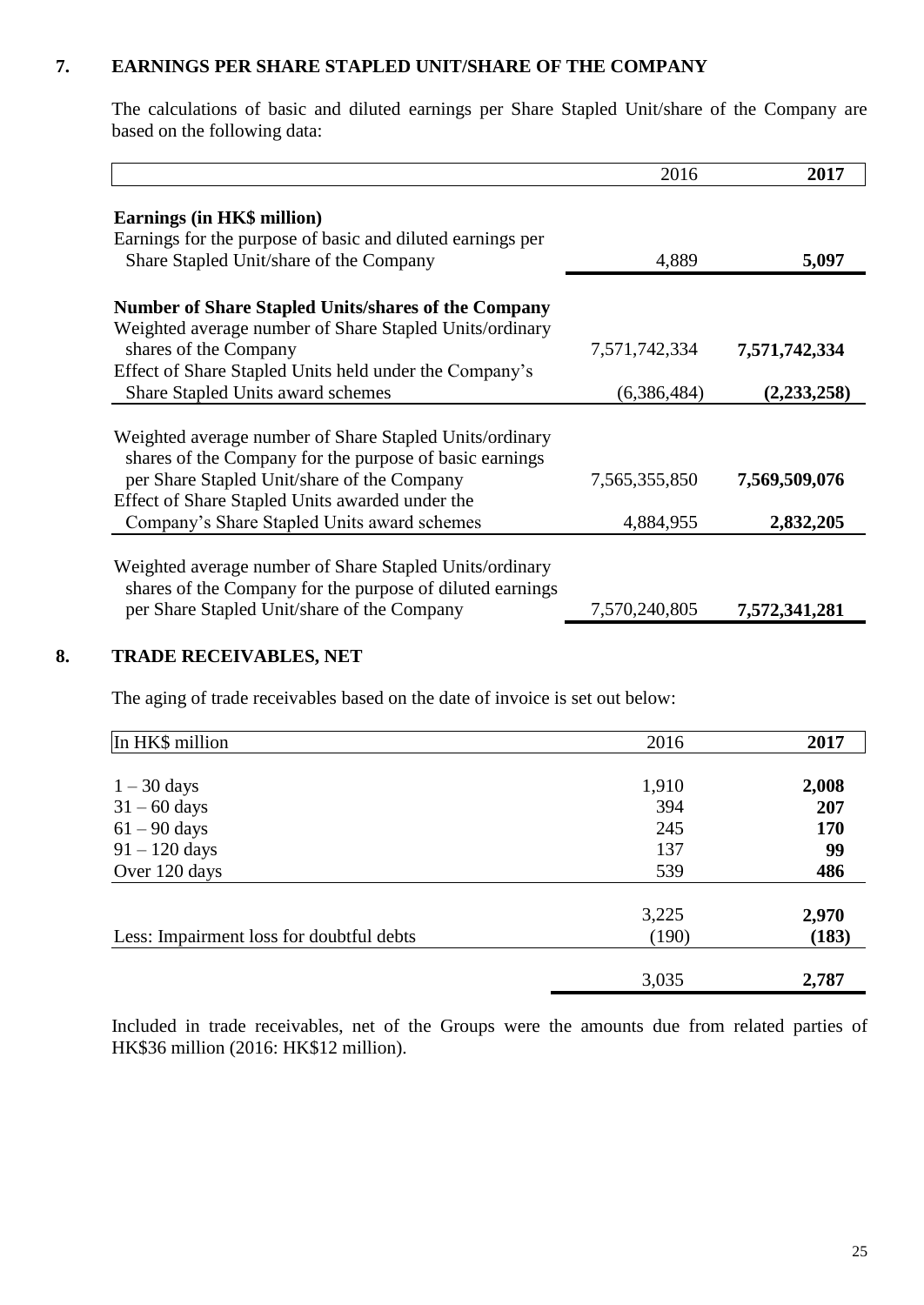## 7. EARNINGS PER SHARE STAPLED UNIT/SHARE OF THE COMPANY

The calculations of basic and diluted earnings per Share Stapled Unit/share of the Company are based on the following data:

| | 2016 | **2017** |
|---|---|---|
| **Earnings (in HK$ million)** | | |
| Earnings for the purpose of basic and diluted earnings per Share Stapled Unit/share of the Company | 4,889 | **5,097** |
| **Number of Share Stapled Units/shares of the Company** | | |
| Weighted average number of Share Stapled Units/ordinary shares of the Company | 7,571,742,334 | **7,571,742,334** |
| Effect of Share Stapled Units held under the Company's Share Stapled Units award schemes | (6,386,484) | **(2,233,258)** |
| Weighted average number of Share Stapled Units/ordinary shares of the Company for the purpose of basic earnings per Share Stapled Unit/share of the Company | 7,565,355,850 | **7,569,509,076** |
| Effect of Share Stapled Units awarded under the Company's Share Stapled Units award schemes | 4,884,955 | **2,832,205** |
| Weighted average number of Share Stapled Units/ordinary shares of the Company for the purpose of diluted earnings per Share Stapled Unit/share of the Company | 7,570,240,805 | **7,572,341,281** |

## 8. TRADE RECEIVABLES, NET

The aging of trade receivables based on the date of invoice is set out below:

| In HK$ million | 2016 | **2017** |
|---|---|---|
| 1 – 30 days | 1,910 | **2,008** |
| 31 – 60 days | 394 | **207** |
| 61 – 90 days | 245 | **170** |
| 91 – 120 days | 137 | **99** |
| Over 120 days | 539 | **486** |
| | 3,225 | **2,970** |
| Less: Impairment loss for doubtful debts | (190) | **(183)** |
| | 3,035 | **2,787** |

Included in trade receivables, net of the Groups were the amounts due from related parties of HK$36 million (2016: HK$12 million).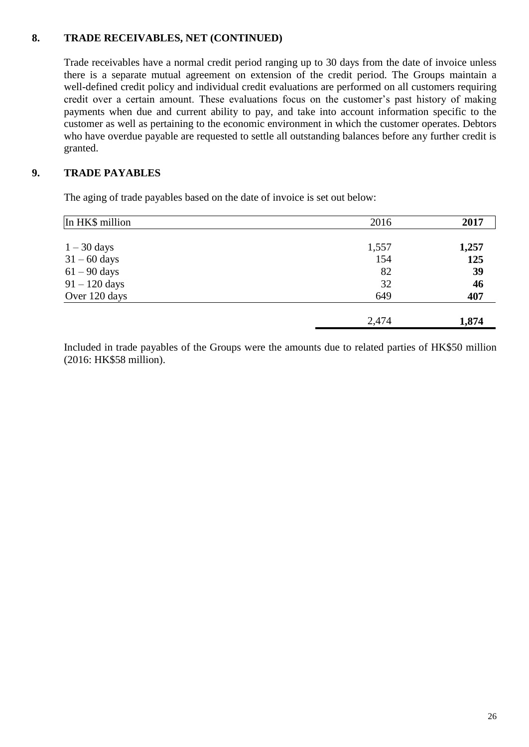## 8. TRADE RECEIVABLES, NET (CONTINUED)

Trade receivables have a normal credit period ranging up to 30 days from the date of invoice unless there is a separate mutual agreement on extension of the credit period. The Groups maintain a well-defined credit policy and individual credit evaluations are performed on all customers requiring credit over a certain amount. These evaluations focus on the customer's past history of making payments when due and current ability to pay, and take into account information specific to the customer as well as pertaining to the economic environment in which the customer operates. Debtors who have overdue payable are requested to settle all outstanding balances before any further credit is granted.

## 9. TRADE PAYABLES

The aging of trade payables based on the date of invoice is set out below:

| In HK$ million | 2016 | **2017** |
|---|---|---|
| 1 – 30 days | 1,557 | **1,257** |
| 31 – 60 days | 154 | **125** |
| 61 – 90 days | 82 | **39** |
| 91 – 120 days | 32 | **46** |
| Over 120 days | 649 | **407** |
| | 2,474 | **1,874** |

Included in trade payables of the Groups were the amounts due to related parties of HK$50 million (2016: HK$58 million).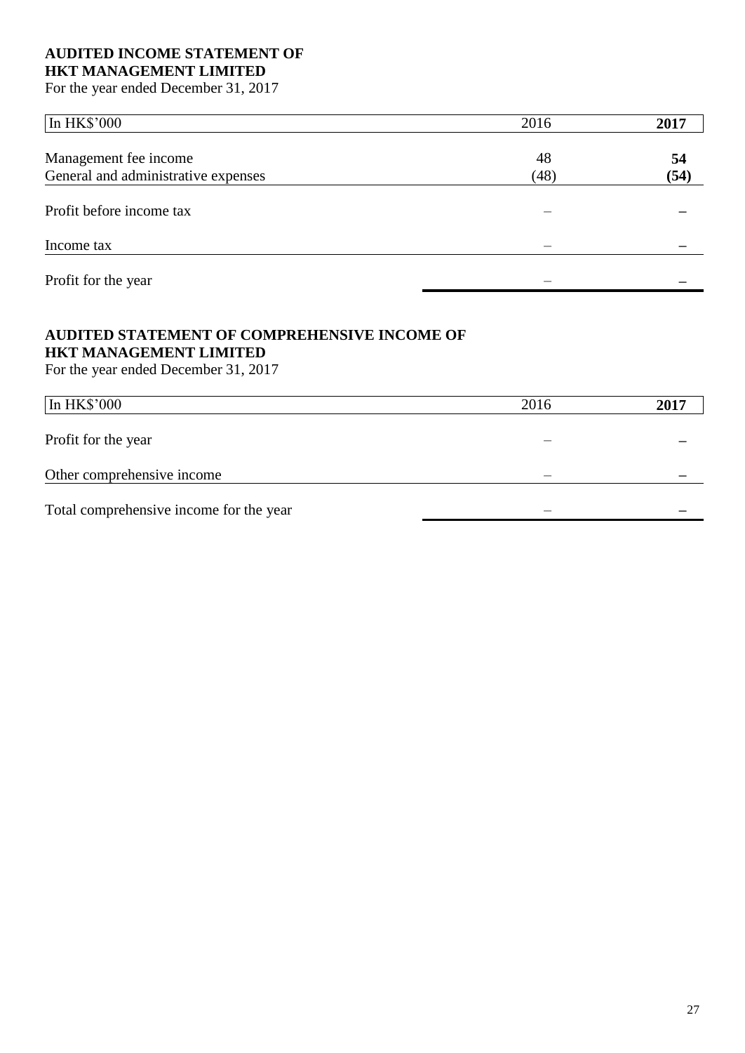**AUDITED INCOME STATEMENT OF**
**HKT MANAGEMENT LIMITED**
For the year ended December 31, 2017

| In HK$'000 | 2016 | **2017** |
|---|---|---|
| Management fee income | 48 | **54** |
| General and administrative expenses | (48) | **(54)** |
| Profit before income tax | – | **–** |
| Income tax | – | **–** |
| Profit for the year | – | **–** |

**AUDITED STATEMENT OF COMPREHENSIVE INCOME OF**
**HKT MANAGEMENT LIMITED**
For the year ended December 31, 2017

| In HK$'000 | 2016 | **2017** |
|---|---|---|
| Profit for the year | – | **–** |
| Other comprehensive income | – | **–** |
| Total comprehensive income for the year | – | **–** |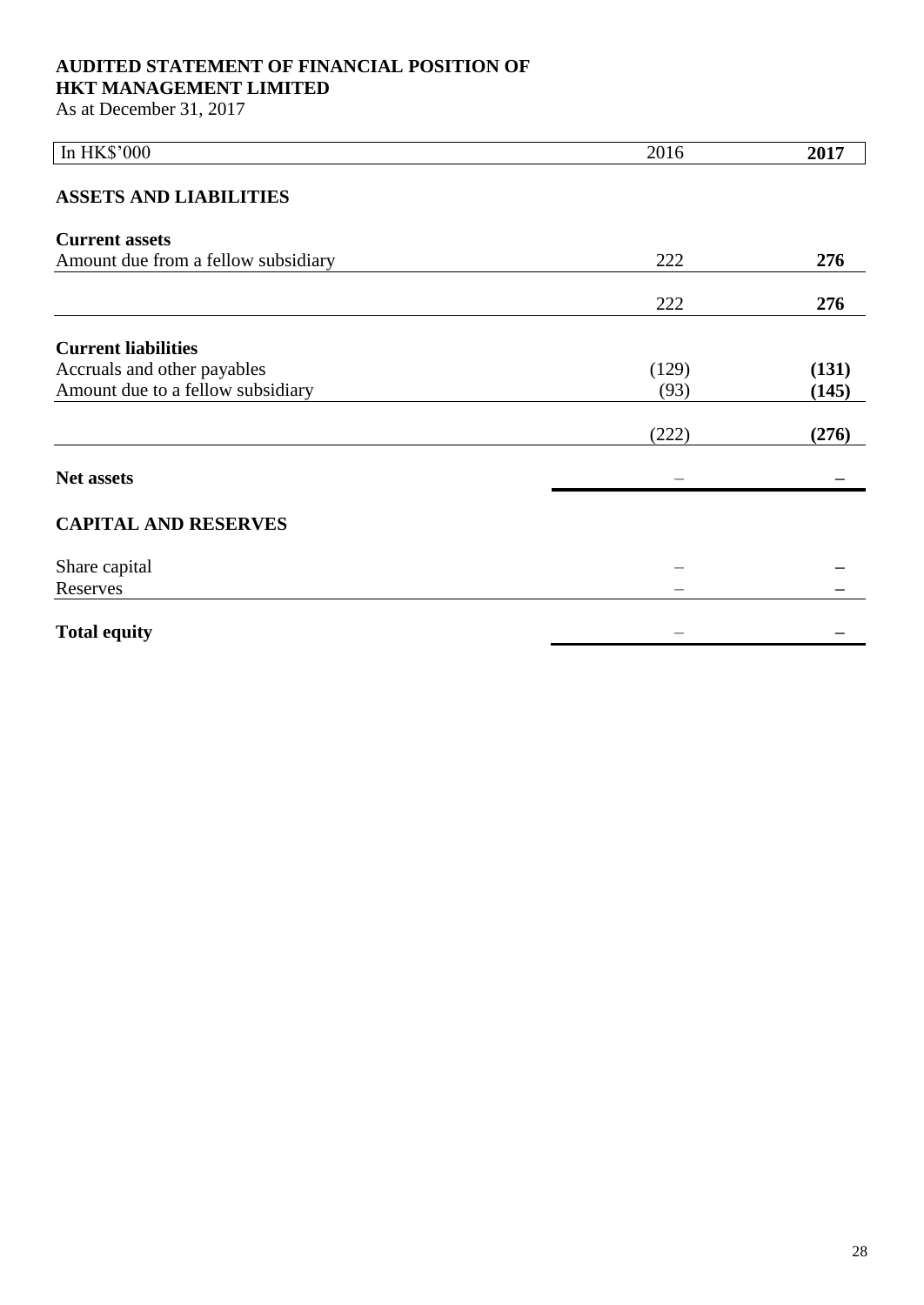**AUDITED STATEMENT OF FINANCIAL POSITION OF**
**HKT MANAGEMENT LIMITED**
As at December 31, 2017

| In HK$'000 | 2016 | **2017** |
|---|---|---|
| **ASSETS AND LIABILITIES** | | |
| **Current assets** | | |
| Amount due from a fellow subsidiary | 222 | **276** |
| | 222 | **276** |
| **Current liabilities** | | |
| Accruals and other payables | (129) | **(131)** |
| Amount due to a fellow subsidiary | (93) | **(145)** |
| | (222) | **(276)** |
| **Net assets** | – | **–** |
| **CAPITAL AND RESERVES** | | |
| Share capital | – | **–** |
| Reserves | – | **–** |
| **Total equity** | – | **–** |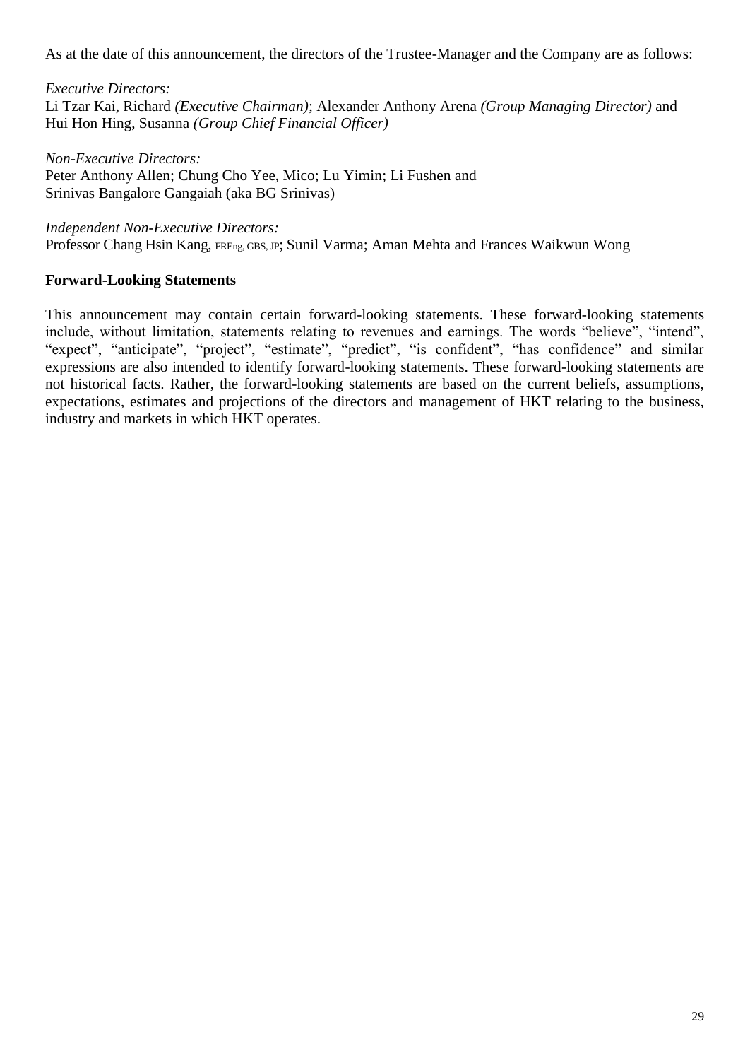As at the date of this announcement, the directors of the Trustee-Manager and the Company are as follows:

*Executive Directors:*
Li Tzar Kai, Richard *(Executive Chairman)*; Alexander Anthony Arena *(Group Managing Director)* and Hui Hon Hing, Susanna *(Group Chief Financial Officer)*

*Non-Executive Directors:*
Peter Anthony Allen; Chung Cho Yee, Mico; Lu Yimin; Li Fushen and Srinivas Bangalore Gangaiah (aka BG Srinivas)

*Independent Non-Executive Directors:*
Professor Chang Hsin Kang, FREng, GBS, JP; Sunil Varma; Aman Mehta and Frances Waikwun Wong

**Forward-Looking Statements**

This announcement may contain certain forward-looking statements. These forward-looking statements include, without limitation, statements relating to revenues and earnings. The words "believe", "intend", "expect", "anticipate", "project", "estimate", "predict", "is confident", "has confidence" and similar expressions are also intended to identify forward-looking statements. These forward-looking statements are not historical facts. Rather, the forward-looking statements are based on the current beliefs, assumptions, expectations, estimates and projections of the directors and management of HKT relating to the business, industry and markets in which HKT operates.